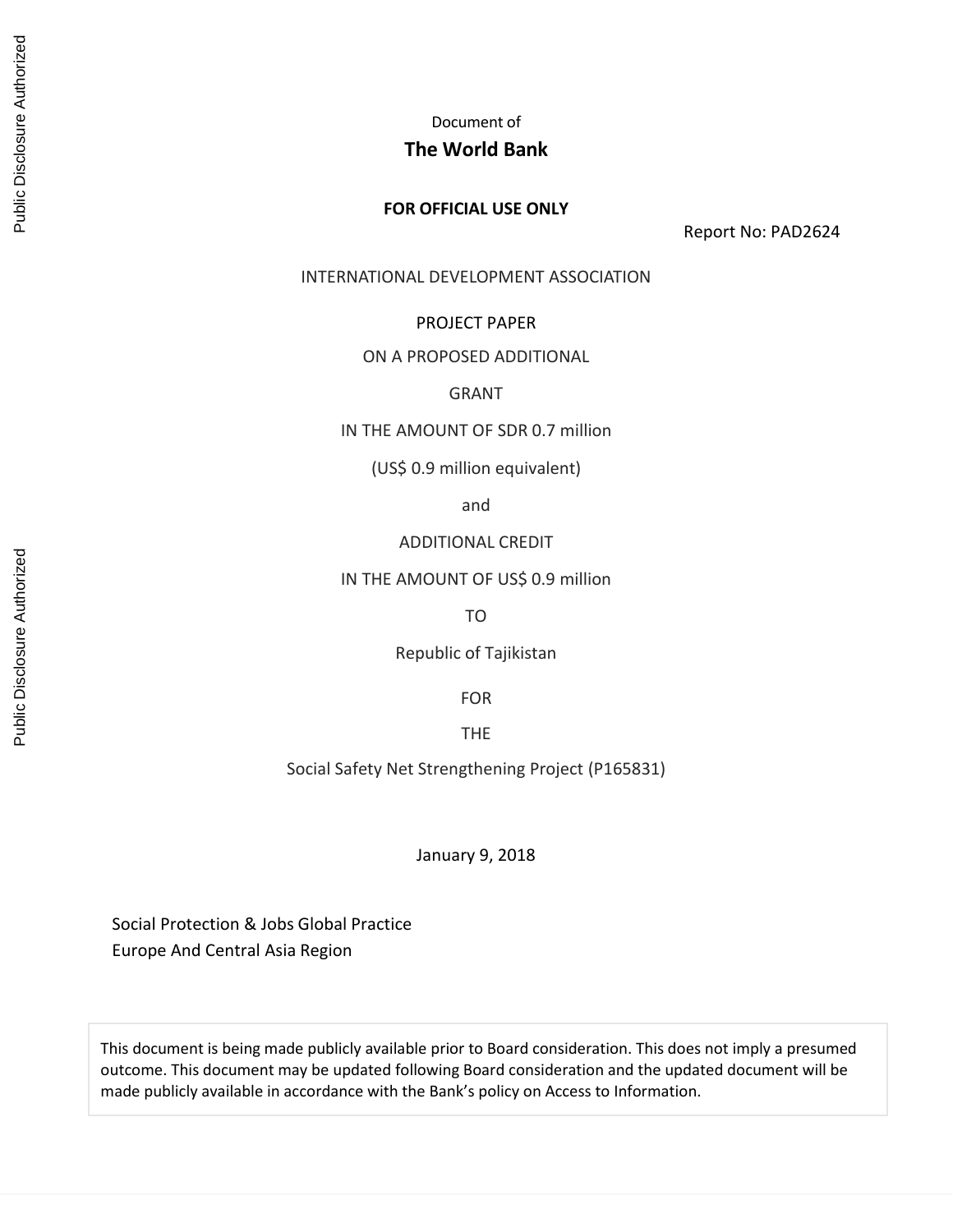Document of

**The World Bank**

**FOR OFFICIAL USE ONLY**

Report No: PAD2624

INTERNATIONAL DEVELOPMENT ASSOCIATION

PROJECT PAPER

ON A PROPOSED ADDITIONAL

GRANT

IN THE AMOUNT OF SDR 0.7 million

(US$ 0.9 million equivalent)

and

ADDITIONAL CREDIT

IN THE AMOUNT OF US$ 0.9 million

TO

Republic of Tajikistan

FOR

THE

Social Safety Net Strengthening Project (P165831)

January 9, 2018

Social Protection & Jobs Global Practice
Europe And Central Asia Region

This document is being made publicly available prior to Board consideration. This does not imply a presumed outcome. This document may be updated following Board consideration and the updated document will be made publicly available in accordance with the Bank's policy on Access to Information.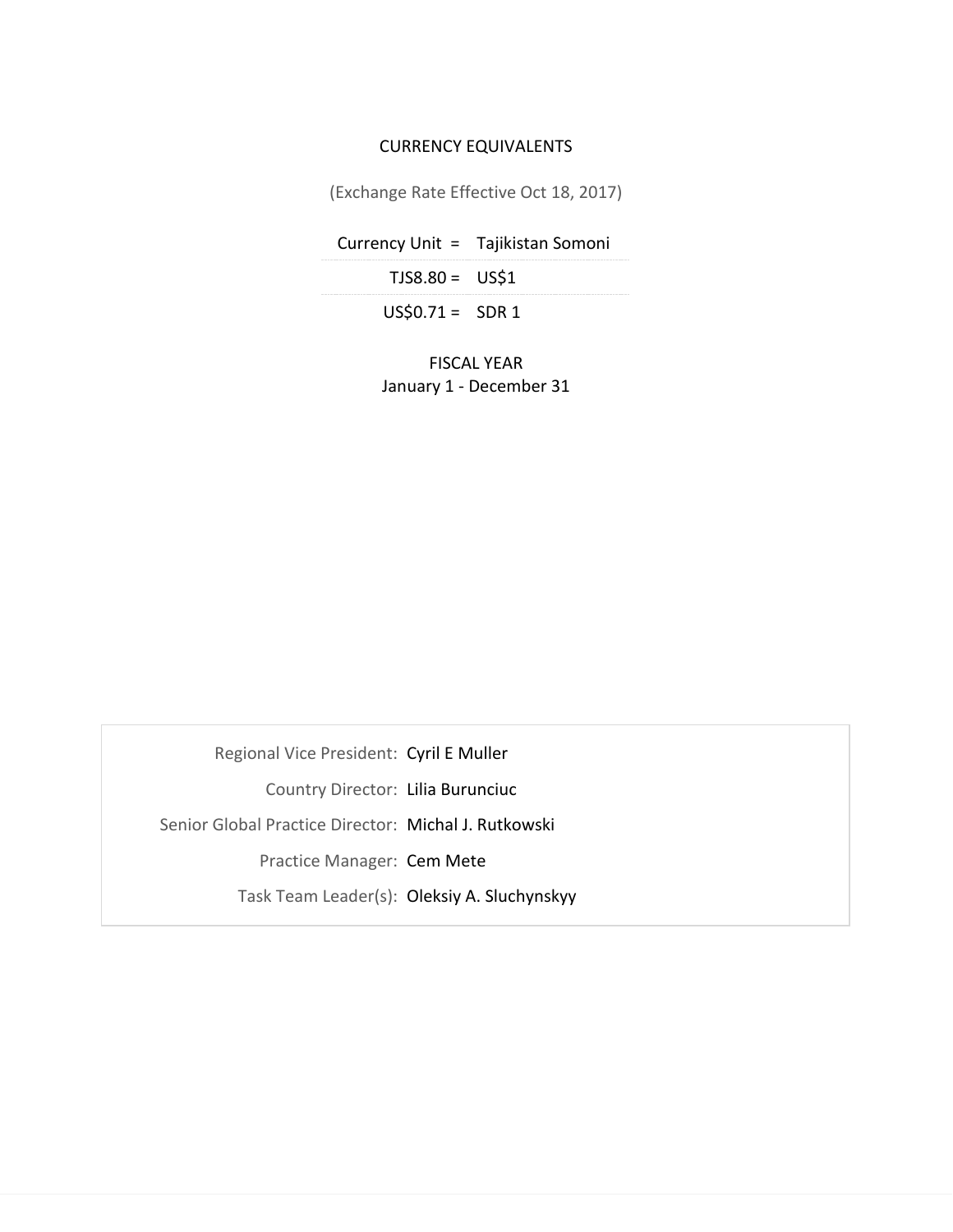CURRENCY EQUIVALENTS

(Exchange Rate Effective Oct 18, 2017)

| Currency Unit = | Tajikistan Somoni |
|---|---|
| TJS8.80 = | US$1 |
| US$0.71 = | SDR 1 |

FISCAL YEAR
January 1 - December 31

| | |
|---|---|
| Regional Vice President: | Cyril E Muller |
| Country Director: | Lilia Burunciuc |
| Senior Global Practice Director: | Michal J. Rutkowski |
| Practice Manager: | Cem Mete |
| Task Team Leader(s): | Oleksiy A. Sluchynskyy |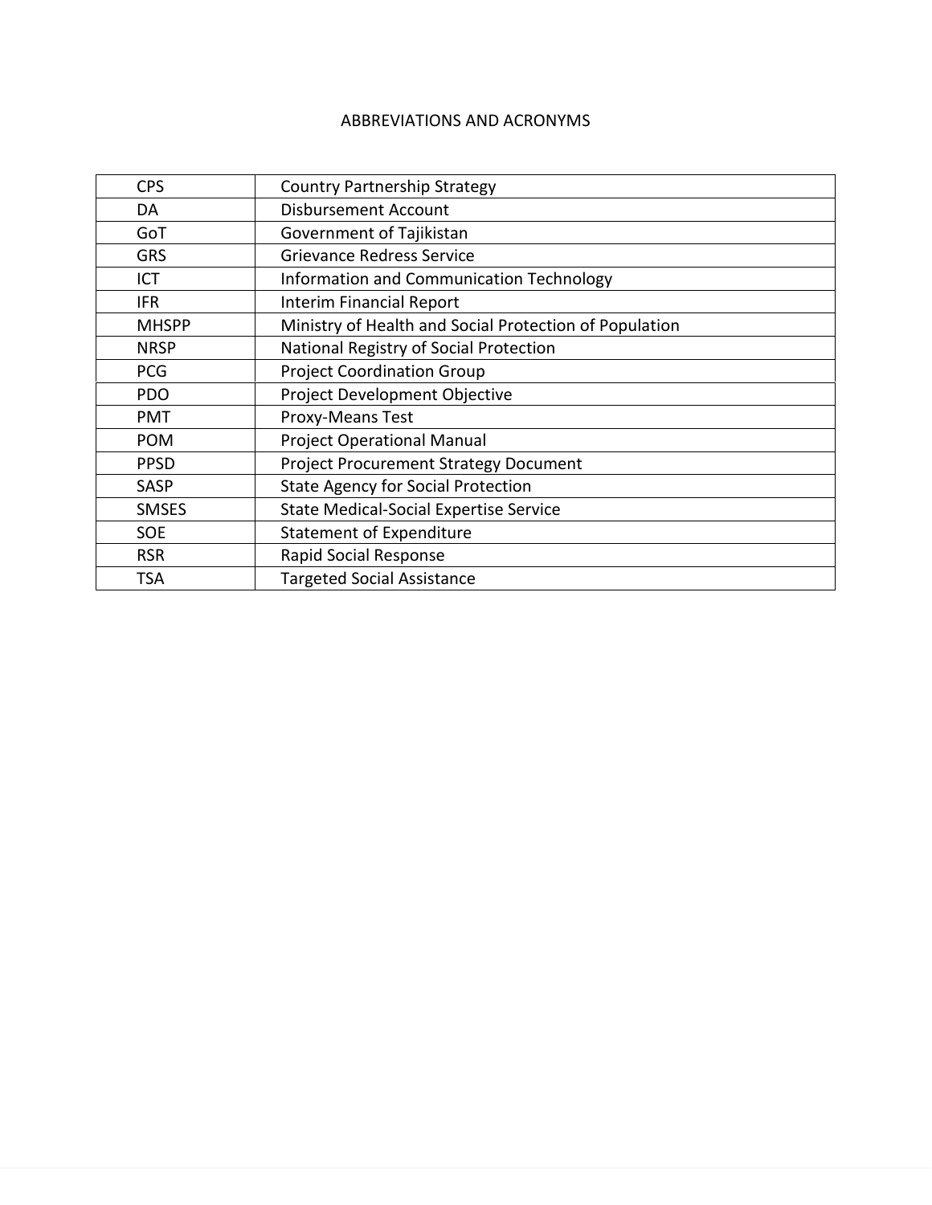# ABBREVIATIONS AND ACRONYMS

| | |
|---|---|
| CPS | Country Partnership Strategy |
| DA | Disbursement Account |
| GoT | Government of Tajikistan |
| GRS | Grievance Redress Service |
| ICT | Information and Communication Technology |
| IFR | Interim Financial Report |
| MHSPP | Ministry of Health and Social Protection of Population |
| NRSP | National Registry of Social Protection |
| PCG | Project Coordination Group |
| PDO | Project Development Objective |
| PMT | Proxy-Means Test |
| POM | Project Operational Manual |
| PPSD | Project Procurement Strategy Document |
| SASP | State Agency for Social Protection |
| SMSES | State Medical-Social Expertise Service |
| SOE | Statement of Expenditure |
| RSR | Rapid Social Response |
| TSA | Targeted Social Assistance |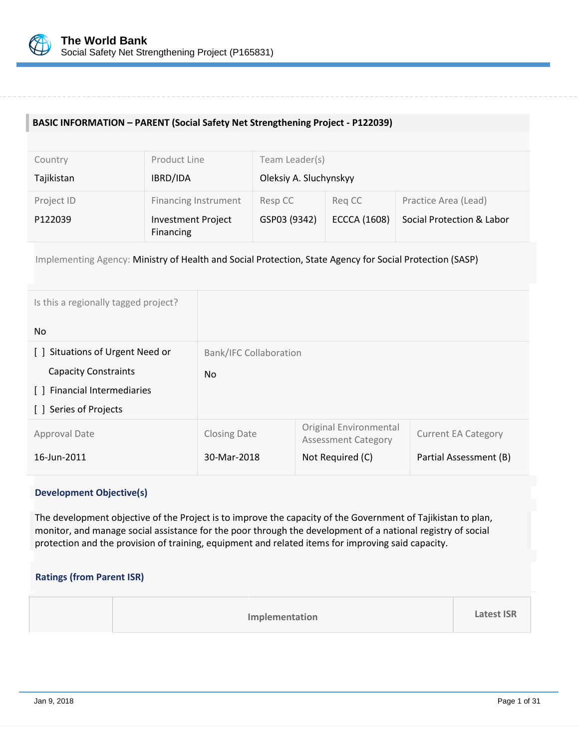## BASIC INFORMATION – PARENT (Social Safety Net Strengthening Project - P122039)

| Country | Product Line | Team Leader(s) | | |
|---|---|---|---|---|
| Tajikistan | IBRD/IDA | Oleksiy A. Sluchynskyy | | |
| **Project ID** | **Financing Instrument** | **Resp CC** | **Req CC** | **Practice Area (Lead)** |
| P122039 | Investment Project Financing | GSP03 (9342) | ECCCA (1608) | Social Protection & Labor |

Implementing Agency: Ministry of Health and Social Protection, State Agency for Social Protection (SASP)

| Is this a regionally tagged project? | |
|---|---|
| No | |
| [ ] Situations of Urgent Need or Capacity Constraints<br>[ ] Financial Intermediaries<br>[ ] Series of Projects | Bank/IFC Collaboration<br>No |

| Approval Date | Closing Date | Original Environmental Assessment Category | Current EA Category |
|---|---|---|---|
| 16-Jun-2011 | 30-Mar-2018 | Not Required (C) | Partial Assessment (B) |

### Development Objective(s)

The development objective of the Project is to improve the capacity of the Government of Tajikistan to plan, monitor, and manage social assistance for the poor through the development of a national registry of social protection and the provision of training, equipment and related items for improving said capacity.

### Ratings (from Parent ISR)

| | Implementation | Latest ISR |
|---|---|---|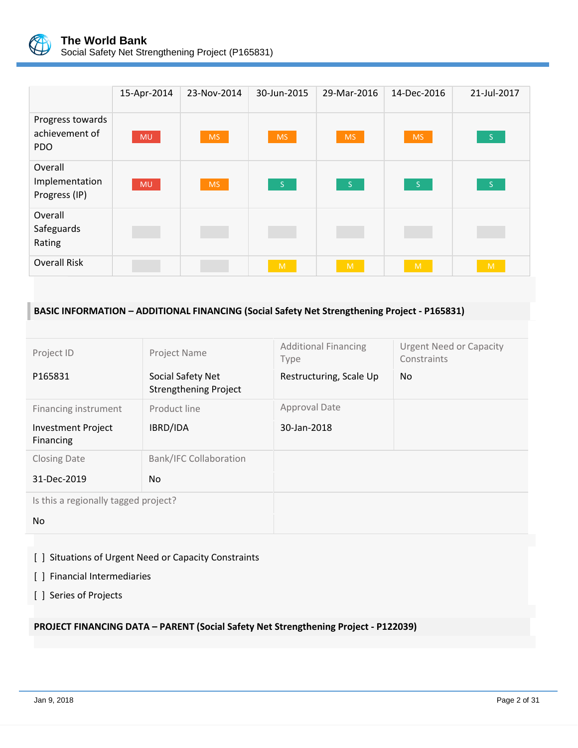| | 15-Apr-2014 | 23-Nov-2014 | 30-Jun-2015 | 29-Mar-2016 | 14-Dec-2016 | 21-Jul-2017 |
|---|---|---|---|---|---|---|
| Progress towards achievement of PDO | MU | MS | MS | MS | MS | S |
| Overall Implementation Progress (IP) | MU | MS | S | S | S | S |
| Overall Safeguards Rating | | | | | | |
| Overall Risk | | | M | M | M | M |

## BASIC INFORMATION – ADDITIONAL FINANCING (Social Safety Net Strengthening Project - P165831)

| Project ID | Project Name | Additional Financing Type | Urgent Need or Capacity Constraints |
|---|---|---|---|
| P165831 | Social Safety Net Strengthening Project | Restructuring, Scale Up | No |
| **Financing instrument** | **Product line** | **Approval Date** | |
| Investment Project Financing | IBRD/IDA | 30-Jan-2018 | |
| **Closing Date** | **Bank/IFC Collaboration** | | |
| 31-Dec-2019 | No | | |
| **Is this a regionally tagged project?** | | | |
| No | | | |

[ ] Situations of Urgent Need or Capacity Constraints

[ ] Financial Intermediaries

[ ] Series of Projects

## PROJECT FINANCING DATA – PARENT (Social Safety Net Strengthening Project - P122039)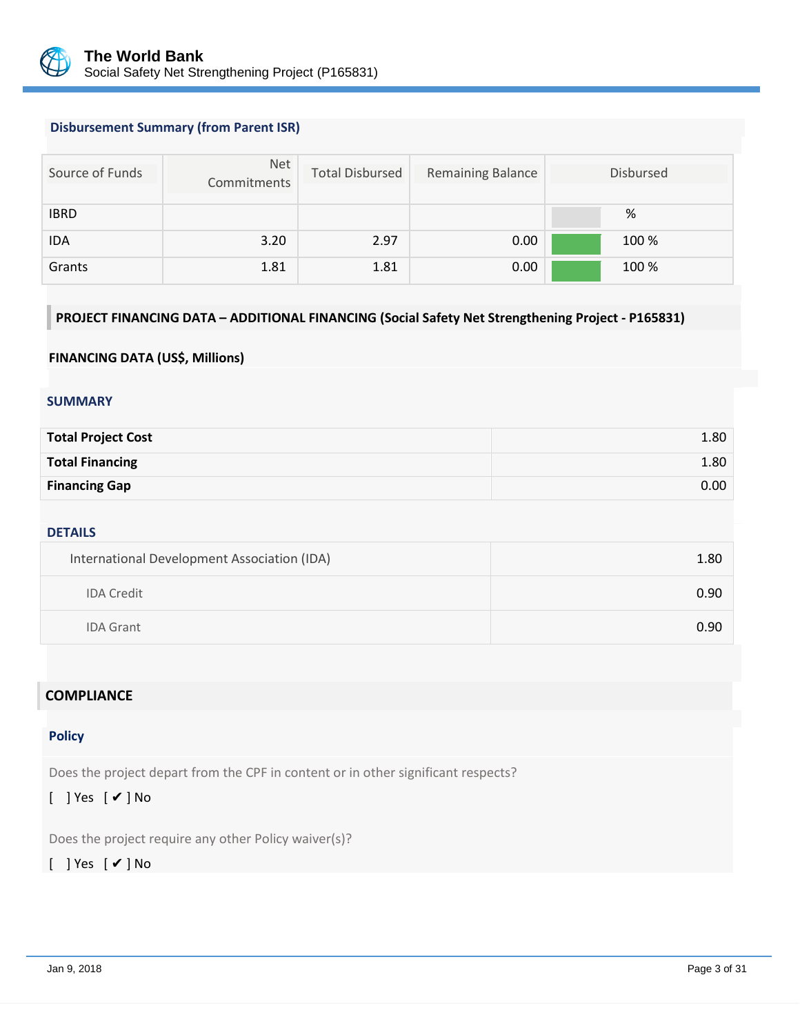### Disbursement Summary (from Parent ISR)

| Source of Funds | Net Commitments | Total Disbursed | Remaining Balance | Disbursed |
|---|---|---|---|---|
| IBRD | | | | % |
| IDA | 3.20 | 2.97 | 0.00 | 100 % |
| Grants | 1.81 | 1.81 | 0.00 | 100 % |

## PROJECT FINANCING DATA – ADDITIONAL FINANCING (Social Safety Net Strengthening Project - P165831)

**FINANCING DATA (US$, Millions)**

### SUMMARY

| | |
|---|---|
| **Total Project Cost** | 1.80 |
| **Total Financing** | 1.80 |
| **Financing Gap** | 0.00 |

### DETAILS

| | |
|---|---|
| International Development Association (IDA) | 1.80 |
| IDA Credit | 0.90 |
| IDA Grant | 0.90 |

## COMPLIANCE

### Policy

Does the project depart from the CPF in content or in other significant respects?

[ ] Yes [ ✔ ] No

Does the project require any other Policy waiver(s)?

[ ] Yes [ ✔ ] No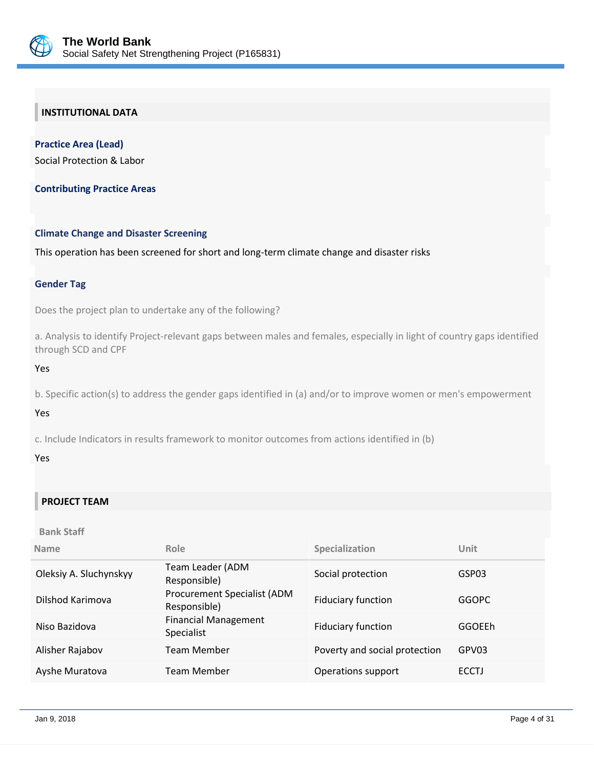## INSTITUTIONAL DATA

**Practice Area (Lead)**

Social Protection & Labor

**Contributing Practice Areas**

**Climate Change and Disaster Screening**

This operation has been screened for short and long-term climate change and disaster risks

**Gender Tag**

Does the project plan to undertake any of the following?

a. Analysis to identify Project-relevant gaps between males and females, especially in light of country gaps identified through SCD and CPF

Yes

b. Specific action(s) to address the gender gaps identified in (a) and/or to improve women or men's empowerment

Yes

c. Include Indicators in results framework to monitor outcomes from actions identified in (b)

Yes

## PROJECT TEAM

**Bank Staff**

| Name | Role | Specialization | Unit |
|---|---|---|---|
| Oleksiy A. Sluchynskyy | Team Leader (ADM Responsible) | Social protection | GSP03 |
| Dilshod Karimova | Procurement Specialist (ADM Responsible) | Fiduciary function | GGOPC |
| Niso Bazidova | Financial Management Specialist | Fiduciary function | GGOEEh |
| Alisher Rajabov | Team Member | Poverty and social protection | GPV03 |
| Ayshe Muratova | Team Member | Operations support | ECCTJ |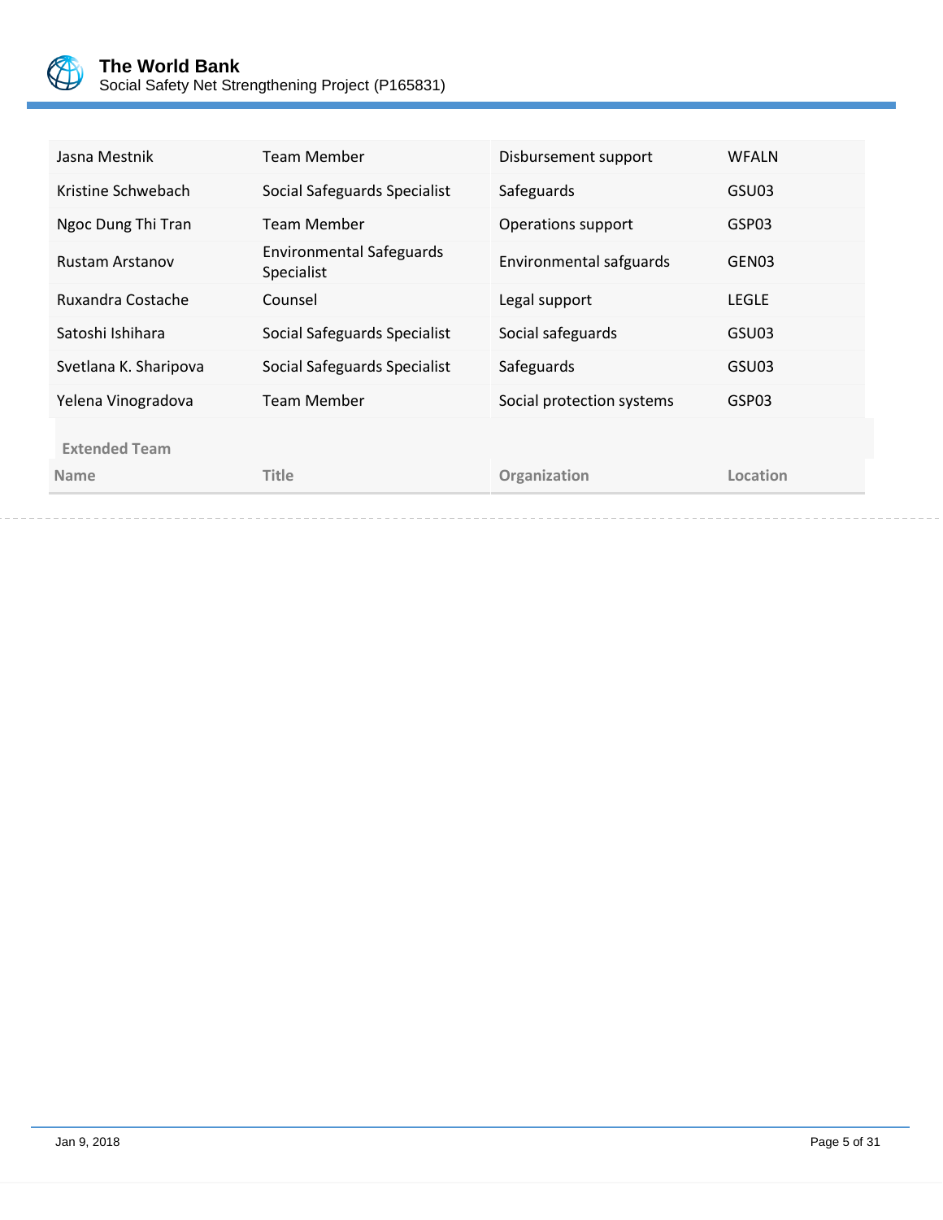| | | | |
|---|---|---|---|
| Jasna Mestnik | Team Member | Disbursement support | WFALN |
| Kristine Schwebach | Social Safeguards Specialist | Safeguards | GSU03 |
| Ngoc Dung Thi Tran | Team Member | Operations support | GSP03 |
| Rustam Arstanov | Environmental Safeguards Specialist | Environmental safguards | GEN03 |
| Ruxandra Costache | Counsel | Legal support | LEGLE |
| Satoshi Ishihara | Social Safeguards Specialist | Social safeguards | GSU03 |
| Svetlana K. Sharipova | Social Safeguards Specialist | Safeguards | GSU03 |
| Yelena Vinogradova | Team Member | Social protection systems | GSP03 |

**Extended Team**

| Name | Title | Organization | Location |
|---|---|---|---|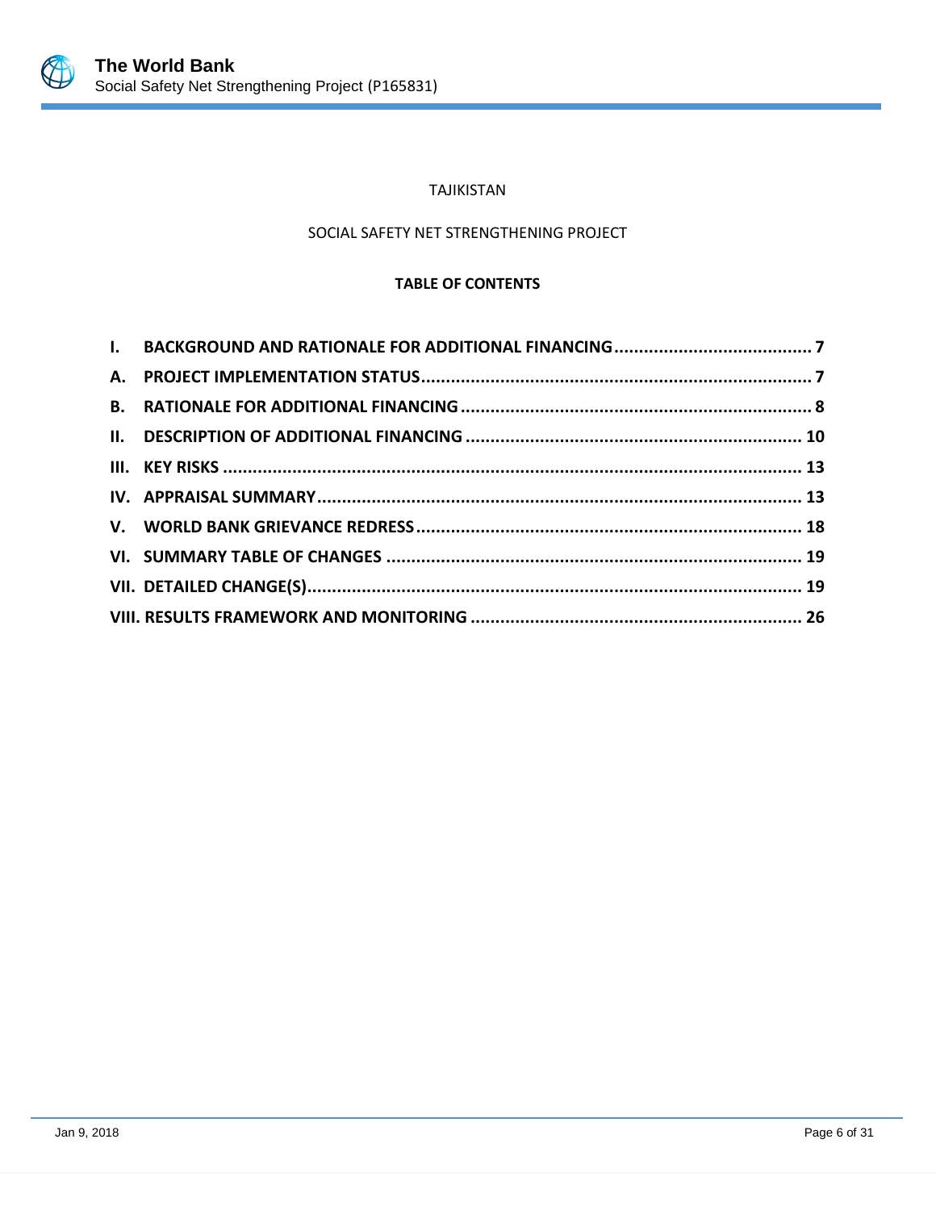TAJIKISTAN

SOCIAL SAFETY NET STRENGTHENING PROJECT

**TABLE OF CONTENTS**

**I. BACKGROUND AND RATIONALE FOR ADDITIONAL FINANCING ........................................ 7**

**A. PROJECT IMPLEMENTATION STATUS ............................................................................... 7**

**B. RATIONALE FOR ADDITIONAL FINANCING ....................................................................... 8**

**II. DESCRIPTION OF ADDITIONAL FINANCING .................................................................... 10**

**III. KEY RISKS ..................................................................................................................... 13**

**IV. APPRAISAL SUMMARY ................................................................................................. 13**

**V. WORLD BANK GRIEVANCE REDRESS .............................................................................. 18**

**VI. SUMMARY TABLE OF CHANGES .................................................................................... 19**

**VII. DETAILED CHANGE(S) ................................................................................................... 19**

**VIII. RESULTS FRAMEWORK AND MONITORING ................................................................... 26**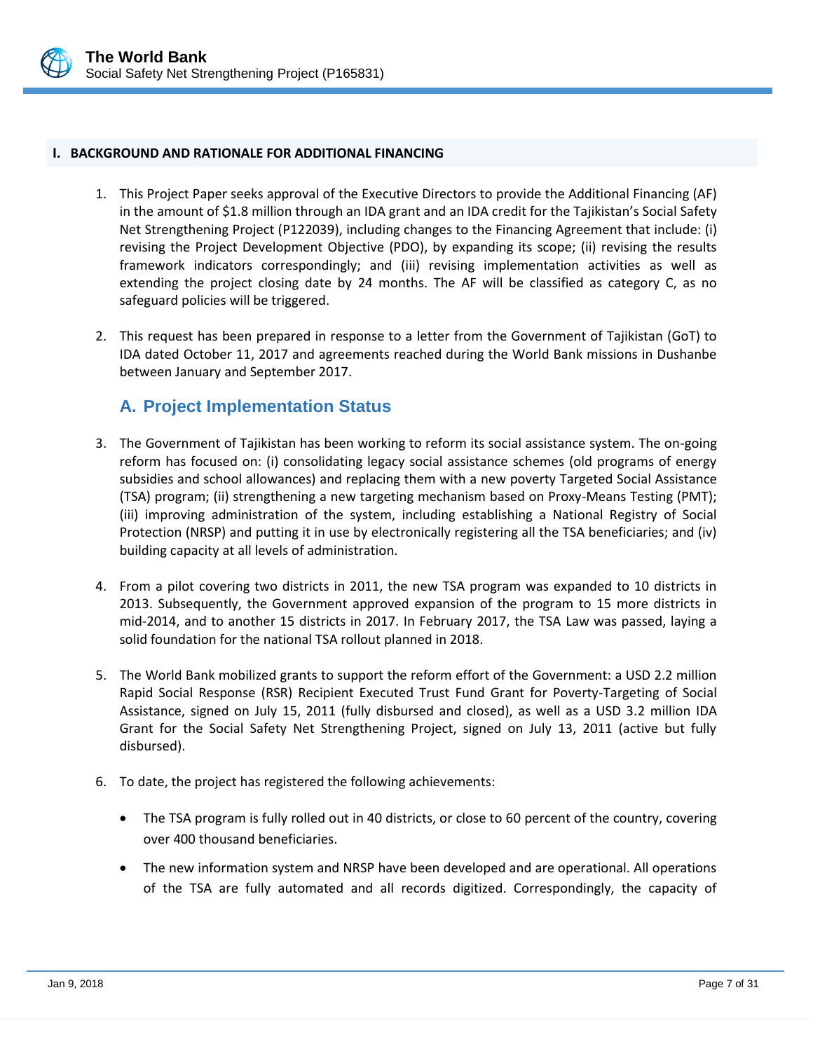## I. BACKGROUND AND RATIONALE FOR ADDITIONAL FINANCING

1. This Project Paper seeks approval of the Executive Directors to provide the Additional Financing (AF) in the amount of $1.8 million through an IDA grant and an IDA credit for the Tajikistan's Social Safety Net Strengthening Project (P122039), including changes to the Financing Agreement that include: (i) revising the Project Development Objective (PDO), by expanding its scope; (ii) revising the results framework indicators correspondingly; and (iii) revising implementation activities as well as extending the project closing date by 24 months. The AF will be classified as category C, as no safeguard policies will be triggered.

2. This request has been prepared in response to a letter from the Government of Tajikistan (GoT) to IDA dated October 11, 2017 and agreements reached during the World Bank missions in Dushanbe between January and September 2017.

### A. Project Implementation Status

3. The Government of Tajikistan has been working to reform its social assistance system. The on-going reform has focused on: (i) consolidating legacy social assistance schemes (old programs of energy subsidies and school allowances) and replacing them with a new poverty Targeted Social Assistance (TSA) program; (ii) strengthening a new targeting mechanism based on Proxy-Means Testing (PMT); (iii) improving administration of the system, including establishing a National Registry of Social Protection (NRSP) and putting it in use by electronically registering all the TSA beneficiaries; and (iv) building capacity at all levels of administration.

4. From a pilot covering two districts in 2011, the new TSA program was expanded to 10 districts in 2013. Subsequently, the Government approved expansion of the program to 15 more districts in mid-2014, and to another 15 districts in 2017. In February 2017, the TSA Law was passed, laying a solid foundation for the national TSA rollout planned in 2018.

5. The World Bank mobilized grants to support the reform effort of the Government: a USD 2.2 million Rapid Social Response (RSR) Recipient Executed Trust Fund Grant for Poverty-Targeting of Social Assistance, signed on July 15, 2011 (fully disbursed and closed), as well as a USD 3.2 million IDA Grant for the Social Safety Net Strengthening Project, signed on July 13, 2011 (active but fully disbursed).

6. To date, the project has registered the following achievements:

   - The TSA program is fully rolled out in 40 districts, or close to 60 percent of the country, covering over 400 thousand beneficiaries.
   - The new information system and NRSP have been developed and are operational. All operations of the TSA are fully automated and all records digitized. Correspondingly, the capacity of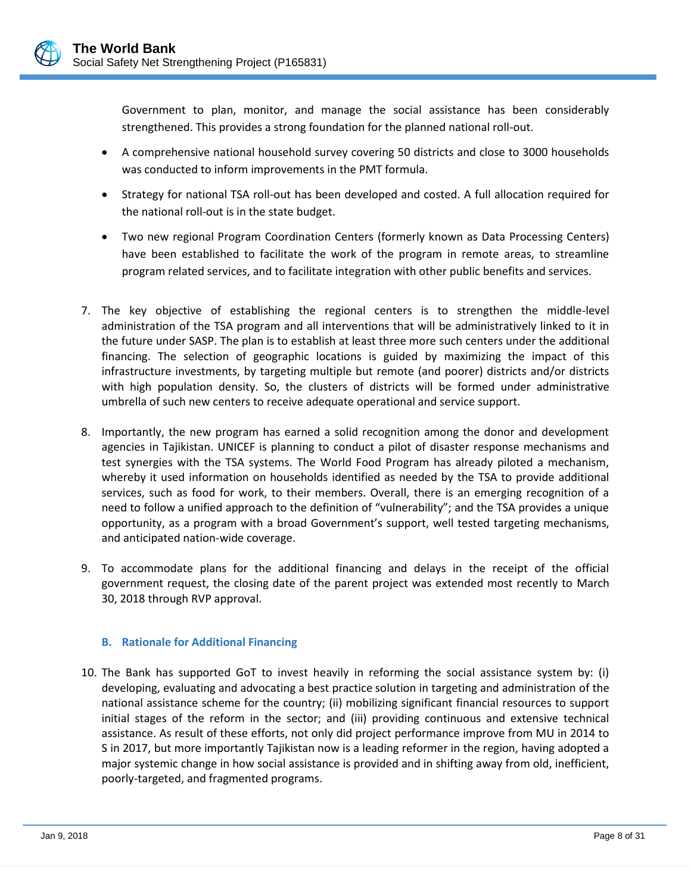Government to plan, monitor, and manage the social assistance has been considerably strengthened. This provides a strong foundation for the planned national roll-out.

- A comprehensive national household survey covering 50 districts and close to 3000 households was conducted to inform improvements in the PMT formula.
- Strategy for national TSA roll-out has been developed and costed. A full allocation required for the national roll-out is in the state budget.
- Two new regional Program Coordination Centers (formerly known as Data Processing Centers) have been established to facilitate the work of the program in remote areas, to streamline program related services, and to facilitate integration with other public benefits and services.

7. The key objective of establishing the regional centers is to strengthen the middle-level administration of the TSA program and all interventions that will be administratively linked to it in the future under SASP. The plan is to establish at least three more such centers under the additional financing. The selection of geographic locations is guided by maximizing the impact of this infrastructure investments, by targeting multiple but remote (and poorer) districts and/or districts with high population density. So, the clusters of districts will be formed under administrative umbrella of such new centers to receive adequate operational and service support.

8. Importantly, the new program has earned a solid recognition among the donor and development agencies in Tajikistan. UNICEF is planning to conduct a pilot of disaster response mechanisms and test synergies with the TSA systems. The World Food Program has already piloted a mechanism, whereby it used information on households identified as needed by the TSA to provide additional services, such as food for work, to their members. Overall, there is an emerging recognition of a need to follow a unified approach to the definition of "vulnerability"; and the TSA provides a unique opportunity, as a program with a broad Government's support, well tested targeting mechanisms, and anticipated nation-wide coverage.

9. To accommodate plans for the additional financing and delays in the receipt of the official government request, the closing date of the parent project was extended most recently to March 30, 2018 through RVP approval.

### B. Rationale for Additional Financing

10. The Bank has supported GoT to invest heavily in reforming the social assistance system by: (i) developing, evaluating and advocating a best practice solution in targeting and administration of the national assistance scheme for the country; (ii) mobilizing significant financial resources to support initial stages of the reform in the sector; and (iii) providing continuous and extensive technical assistance. As result of these efforts, not only did project performance improve from MU in 2014 to S in 2017, but more importantly Tajikistan now is a leading reformer in the region, having adopted a major systemic change in how social assistance is provided and in shifting away from old, inefficient, poorly-targeted, and fragmented programs.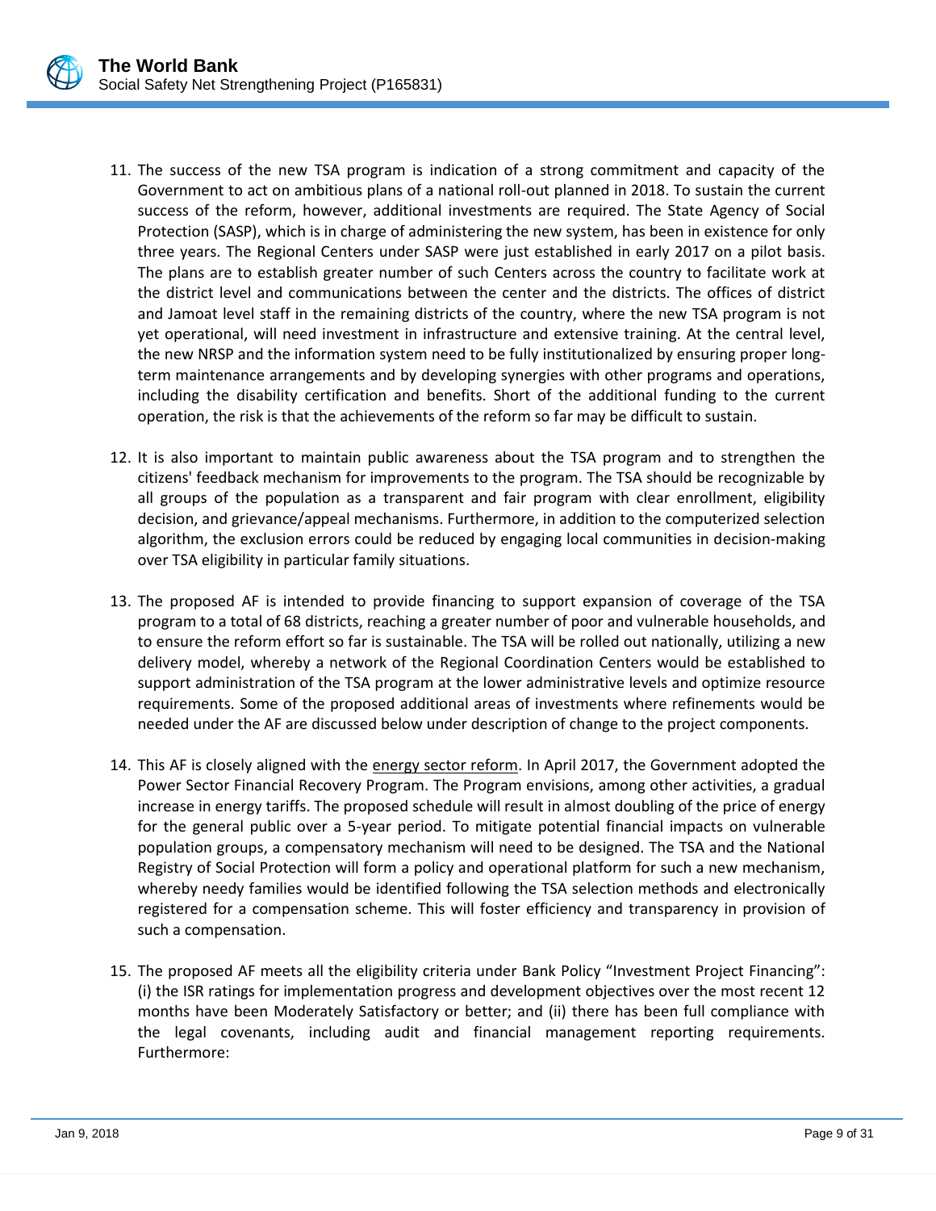11. The success of the new TSA program is indication of a strong commitment and capacity of the Government to act on ambitious plans of a national roll-out planned in 2018. To sustain the current success of the reform, however, additional investments are required. The State Agency of Social Protection (SASP), which is in charge of administering the new system, has been in existence for only three years. The Regional Centers under SASP were just established in early 2017 on a pilot basis. The plans are to establish greater number of such Centers across the country to facilitate work at the district level and communications between the center and the districts. The offices of district and Jamoat level staff in the remaining districts of the country, where the new TSA program is not yet operational, will need investment in infrastructure and extensive training. At the central level, the new NRSP and the information system need to be fully institutionalized by ensuring proper long-term maintenance arrangements and by developing synergies with other programs and operations, including the disability certification and benefits. Short of the additional funding to the current operation, the risk is that the achievements of the reform so far may be difficult to sustain.

12. It is also important to maintain public awareness about the TSA program and to strengthen the citizens' feedback mechanism for improvements to the program. The TSA should be recognizable by all groups of the population as a transparent and fair program with clear enrollment, eligibility decision, and grievance/appeal mechanisms. Furthermore, in addition to the computerized selection algorithm, the exclusion errors could be reduced by engaging local communities in decision-making over TSA eligibility in particular family situations.

13. The proposed AF is intended to provide financing to support expansion of coverage of the TSA program to a total of 68 districts, reaching a greater number of poor and vulnerable households, and to ensure the reform effort so far is sustainable. The TSA will be rolled out nationally, utilizing a new delivery model, whereby a network of the Regional Coordination Centers would be established to support administration of the TSA program at the lower administrative levels and optimize resource requirements. Some of the proposed additional areas of investments where refinements would be needed under the AF are discussed below under description of change to the project components.

14. This AF is closely aligned with the energy sector reform. In April 2017, the Government adopted the Power Sector Financial Recovery Program. The Program envisions, among other activities, a gradual increase in energy tariffs. The proposed schedule will result in almost doubling of the price of energy for the general public over a 5-year period. To mitigate potential financial impacts on vulnerable population groups, a compensatory mechanism will need to be designed. The TSA and the National Registry of Social Protection will form a policy and operational platform for such a new mechanism, whereby needy families would be identified following the TSA selection methods and electronically registered for a compensation scheme. This will foster efficiency and transparency in provision of such a compensation.

15. The proposed AF meets all the eligibility criteria under Bank Policy "Investment Project Financing": (i) the ISR ratings for implementation progress and development objectives over the most recent 12 months have been Moderately Satisfactory or better; and (ii) there has been full compliance with the legal covenants, including audit and financial management reporting requirements. Furthermore: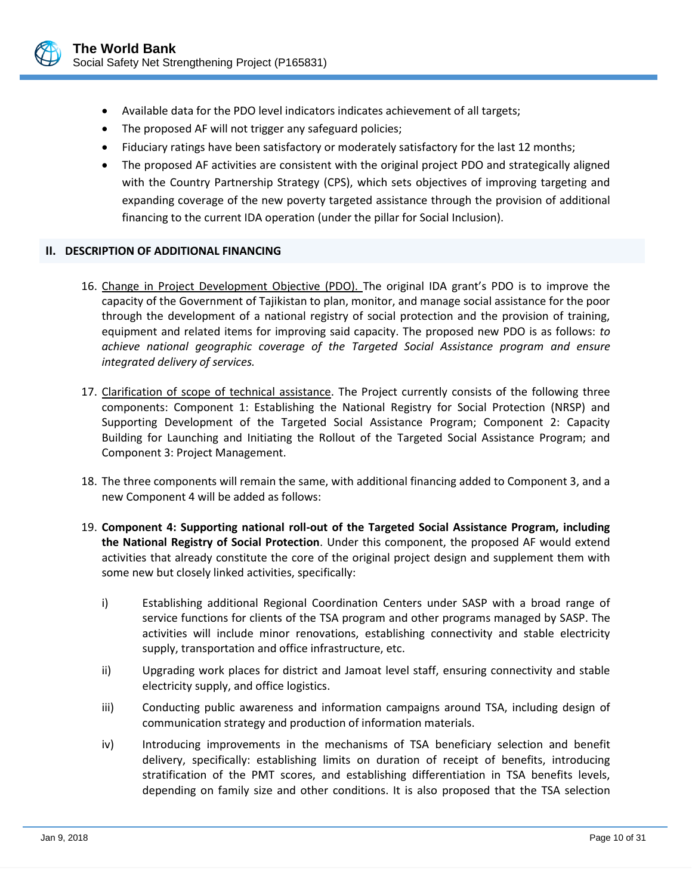- Available data for the PDO level indicators indicates achievement of all targets;
- The proposed AF will not trigger any safeguard policies;
- Fiduciary ratings have been satisfactory or moderately satisfactory for the last 12 months;
- The proposed AF activities are consistent with the original project PDO and strategically aligned with the Country Partnership Strategy (CPS), which sets objectives of improving targeting and expanding coverage of the new poverty targeted assistance through the provision of additional financing to the current IDA operation (under the pillar for Social Inclusion).

## II. DESCRIPTION OF ADDITIONAL FINANCING

16. Change in Project Development Objective (PDO). The original IDA grant's PDO is to improve the capacity of the Government of Tajikistan to plan, monitor, and manage social assistance for the poor through the development of a national registry of social protection and the provision of training, equipment and related items for improving said capacity. The proposed new PDO is as follows: *to achieve national geographic coverage of the Targeted Social Assistance program and ensure integrated delivery of services.*

17. Clarification of scope of technical assistance. The Project currently consists of the following three components: Component 1: Establishing the National Registry for Social Protection (NRSP) and Supporting Development of the Targeted Social Assistance Program; Component 2: Capacity Building for Launching and Initiating the Rollout of the Targeted Social Assistance Program; and Component 3: Project Management.

18. The three components will remain the same, with additional financing added to Component 3, and a new Component 4 will be added as follows:

19. **Component 4: Supporting national roll-out of the Targeted Social Assistance Program, including the National Registry of Social Protection**. Under this component, the proposed AF would extend activities that already constitute the core of the original project design and supplement them with some new but closely linked activities, specifically:

    i) Establishing additional Regional Coordination Centers under SASP with a broad range of service functions for clients of the TSA program and other programs managed by SASP. The activities will include minor renovations, establishing connectivity and stable electricity supply, transportation and office infrastructure, etc.

    ii) Upgrading work places for district and Jamoat level staff, ensuring connectivity and stable electricity supply, and office logistics.

    iii) Conducting public awareness and information campaigns around TSA, including design of communication strategy and production of information materials.

    iv) Introducing improvements in the mechanisms of TSA beneficiary selection and benefit delivery, specifically: establishing limits on duration of receipt of benefits, introducing stratification of the PMT scores, and establishing differentiation in TSA benefits levels, depending on family size and other conditions. It is also proposed that the TSA selection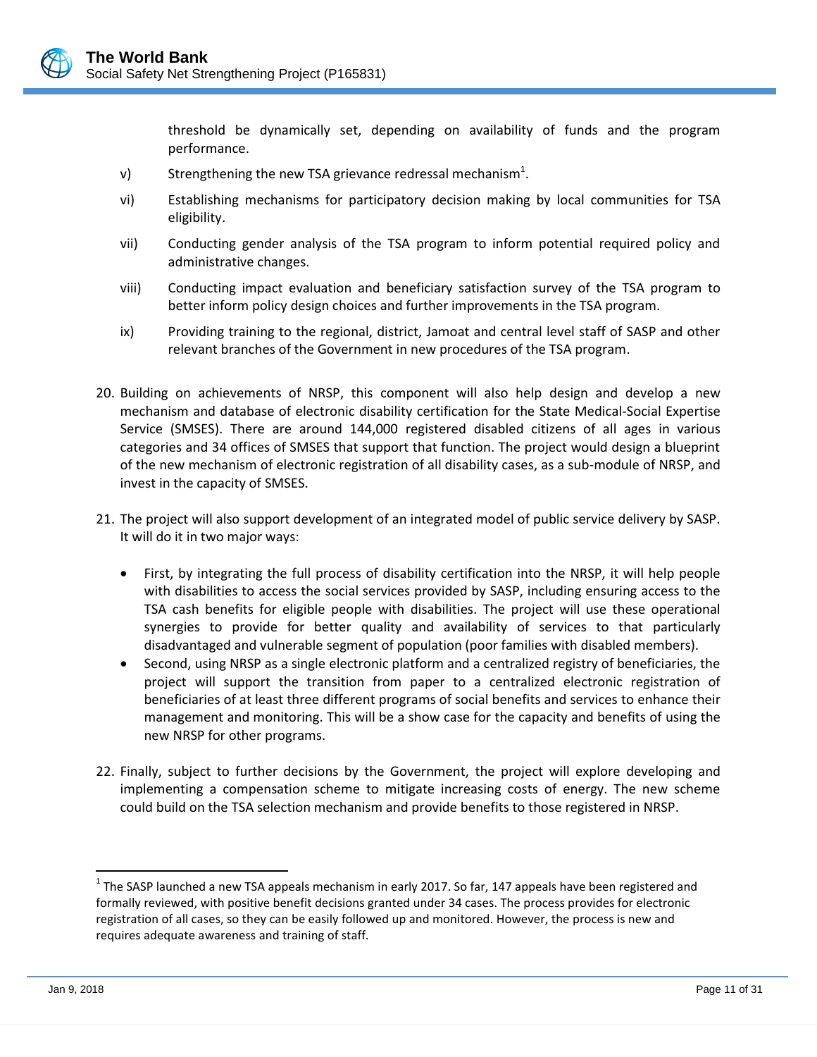threshold be dynamically set, depending on availability of funds and the program performance.

v) Strengthening the new TSA grievance redressal mechanism[1].

vi) Establishing mechanisms for participatory decision making by local communities for TSA eligibility.

vii) Conducting gender analysis of the TSA program to inform potential required policy and administrative changes.

viii) Conducting impact evaluation and beneficiary satisfaction survey of the TSA program to better inform policy design choices and further improvements in the TSA program.

ix) Providing training to the regional, district, Jamoat and central level staff of SASP and other relevant branches of the Government in new procedures of the TSA program.

20. Building on achievements of NRSP, this component will also help design and develop a new mechanism and database of electronic disability certification for the State Medical-Social Expertise Service (SMSES). There are around 144,000 registered disabled citizens of all ages in various categories and 34 offices of SMSES that support that function. The project would design a blueprint of the new mechanism of electronic registration of all disability cases, as a sub-module of NRSP, and invest in the capacity of SMSES.

21. The project will also support development of an integrated model of public service delivery by SASP. It will do it in two major ways:

- First, by integrating the full process of disability certification into the NRSP, it will help people with disabilities to access the social services provided by SASP, including ensuring access to the TSA cash benefits for eligible people with disabilities. The project will use these operational synergies to provide for better quality and availability of services to that particularly disadvantaged and vulnerable segment of population (poor families with disabled members).
- Second, using NRSP as a single electronic platform and a centralized registry of beneficiaries, the project will support the transition from paper to a centralized electronic registration of beneficiaries of at least three different programs of social benefits and services to enhance their management and monitoring. This will be a show case for the capacity and benefits of using the new NRSP for other programs.

22. Finally, subject to further decisions by the Government, the project will explore developing and implementing a compensation scheme to mitigate increasing costs of energy. The new scheme could build on the TSA selection mechanism and provide benefits to those registered in NRSP.

---

[1] The SASP launched a new TSA appeals mechanism in early 2017. So far, 147 appeals have been registered and formally reviewed, with positive benefit decisions granted under 34 cases. The process provides for electronic registration of all cases, so they can be easily followed up and monitored. However, the process is new and requires adequate awareness and training of staff.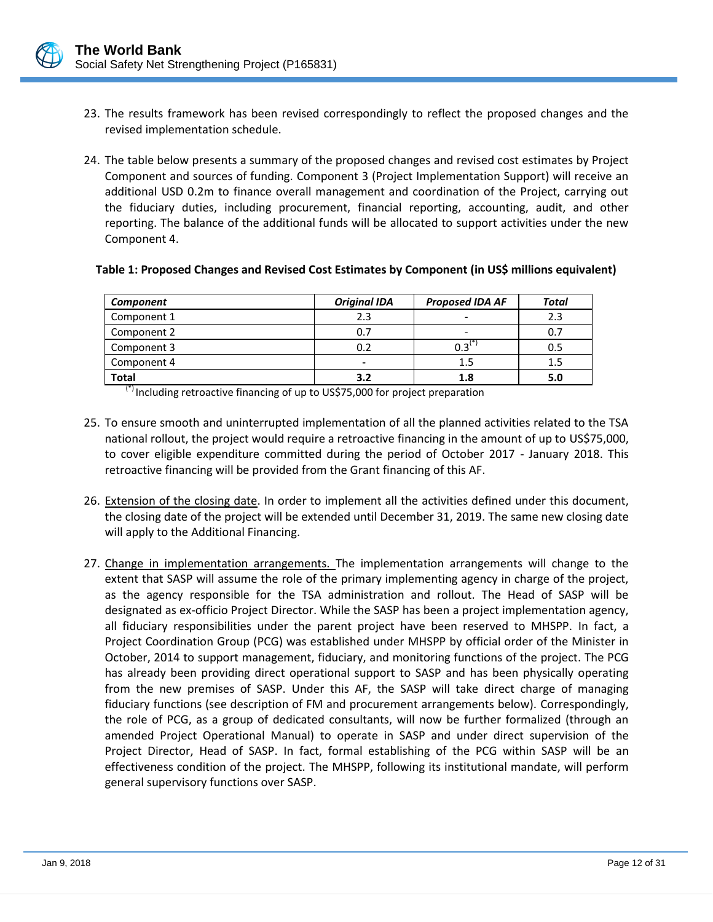23. The results framework has been revised correspondingly to reflect the proposed changes and the revised implementation schedule.

24. The table below presents a summary of the proposed changes and revised cost estimates by Project Component and sources of funding. Component 3 (Project Implementation Support) will receive an additional USD 0.2m to finance overall management and coordination of the Project, carrying out the fiduciary duties, including procurement, financial reporting, accounting, audit, and other reporting. The balance of the additional funds will be allocated to support activities under the new Component 4.

**Table 1: Proposed Changes and Revised Cost Estimates by Component (in US$ millions equivalent)**

| *Component* | *Original IDA* | *Proposed IDA AF* | *Total* |
|---|---|---|---|
| Component 1 | 2.3 | - | 2.3 |
| Component 2 | 0.7 | - | 0.7 |
| Component 3 | 0.2 | 0.3[*] | 0.5 |
| Component 4 | - | 1.5 | 1.5 |
| **Total** | **3.2** | **1.8** | **5.0** |

[*] Including retroactive financing of up to US$75,000 for project preparation

25. To ensure smooth and uninterrupted implementation of all the planned activities related to the TSA national rollout, the project would require a retroactive financing in the amount of up to US$75,000, to cover eligible expenditure committed during the period of October 2017 - January 2018. This retroactive financing will be provided from the Grant financing of this AF.

26. Extension of the closing date. In order to implement all the activities defined under this document, the closing date of the project will be extended until December 31, 2019. The same new closing date will apply to the Additional Financing.

27. Change in implementation arrangements. The implementation arrangements will change to the extent that SASP will assume the role of the primary implementing agency in charge of the project, as the agency responsible for the TSA administration and rollout. The Head of SASP will be designated as ex-officio Project Director. While the SASP has been a project implementation agency, all fiduciary responsibilities under the parent project have been reserved to MHSPP. In fact, a Project Coordination Group (PCG) was established under MHSPP by official order of the Minister in October, 2014 to support management, fiduciary, and monitoring functions of the project. The PCG has already been providing direct operational support to SASP and has been physically operating from the new premises of SASP. Under this AF, the SASP will take direct charge of managing fiduciary functions (see description of FM and procurement arrangements below). Correspondingly, the role of PCG, as a group of dedicated consultants, will now be further formalized (through an amended Project Operational Manual) to operate in SASP and under direct supervision of the Project Director, Head of SASP. In fact, formal establishing of the PCG within SASP will be an effectiveness condition of the project. The MHSPP, following its institutional mandate, will perform general supervisory functions over SASP.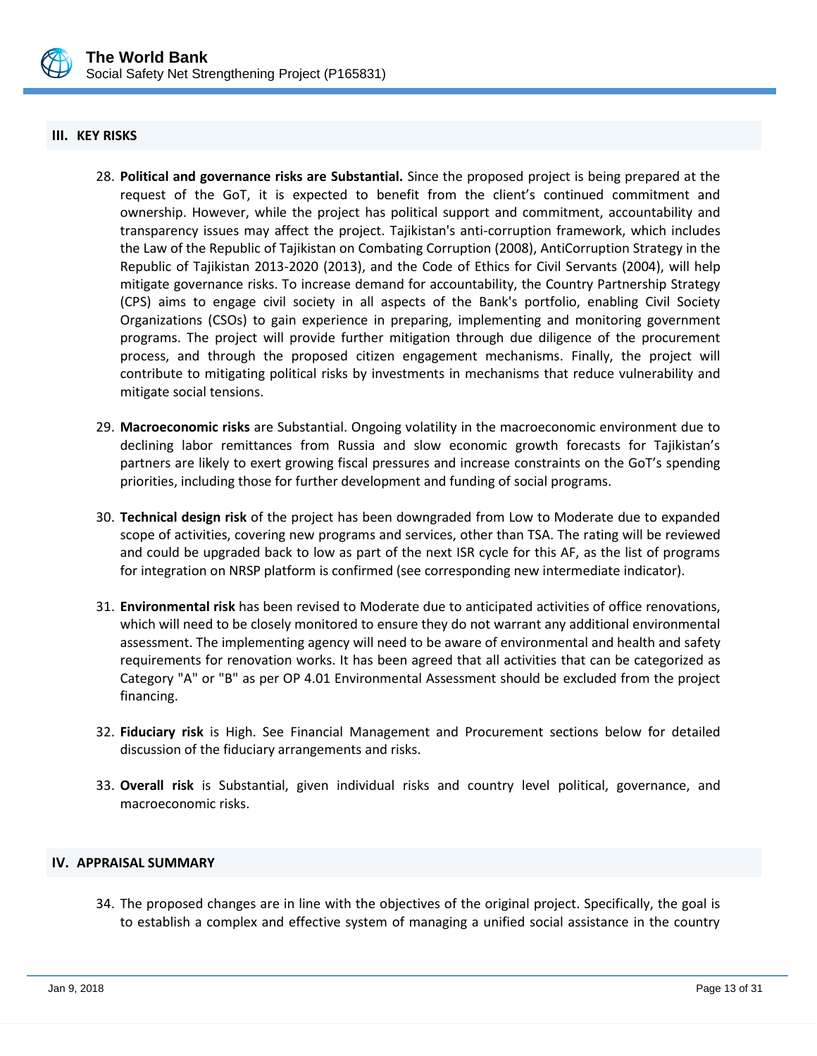## III. KEY RISKS

28. **Political and governance risks are Substantial.** Since the proposed project is being prepared at the request of the GoT, it is expected to benefit from the client's continued commitment and ownership. However, while the project has political support and commitment, accountability and transparency issues may affect the project. Tajikistan's anti-corruption framework, which includes the Law of the Republic of Tajikistan on Combating Corruption (2008), AntiCorruption Strategy in the Republic of Tajikistan 2013-2020 (2013), and the Code of Ethics for Civil Servants (2004), will help mitigate governance risks. To increase demand for accountability, the Country Partnership Strategy (CPS) aims to engage civil society in all aspects of the Bank's portfolio, enabling Civil Society Organizations (CSOs) to gain experience in preparing, implementing and monitoring government programs. The project will provide further mitigation through due diligence of the procurement process, and through the proposed citizen engagement mechanisms. Finally, the project will contribute to mitigating political risks by investments in mechanisms that reduce vulnerability and mitigate social tensions.

29. **Macroeconomic risks** are Substantial. Ongoing volatility in the macroeconomic environment due to declining labor remittances from Russia and slow economic growth forecasts for Tajikistan's partners are likely to exert growing fiscal pressures and increase constraints on the GoT's spending priorities, including those for further development and funding of social programs.

30. **Technical design risk** of the project has been downgraded from Low to Moderate due to expanded scope of activities, covering new programs and services, other than TSA. The rating will be reviewed and could be upgraded back to low as part of the next ISR cycle for this AF, as the list of programs for integration on NRSP platform is confirmed (see corresponding new intermediate indicator).

31. **Environmental risk** has been revised to Moderate due to anticipated activities of office renovations, which will need to be closely monitored to ensure they do not warrant any additional environmental assessment. The implementing agency will need to be aware of environmental and health and safety requirements for renovation works. It has been agreed that all activities that can be categorized as Category "A" or "B" as per OP 4.01 Environmental Assessment should be excluded from the project financing.

32. **Fiduciary risk** is High. See Financial Management and Procurement sections below for detailed discussion of the fiduciary arrangements and risks.

33. **Overall risk** is Substantial, given individual risks and country level political, governance, and macroeconomic risks.

## IV. APPRAISAL SUMMARY

34. The proposed changes are in line with the objectives of the original project. Specifically, the goal is to establish a complex and effective system of managing a unified social assistance in the country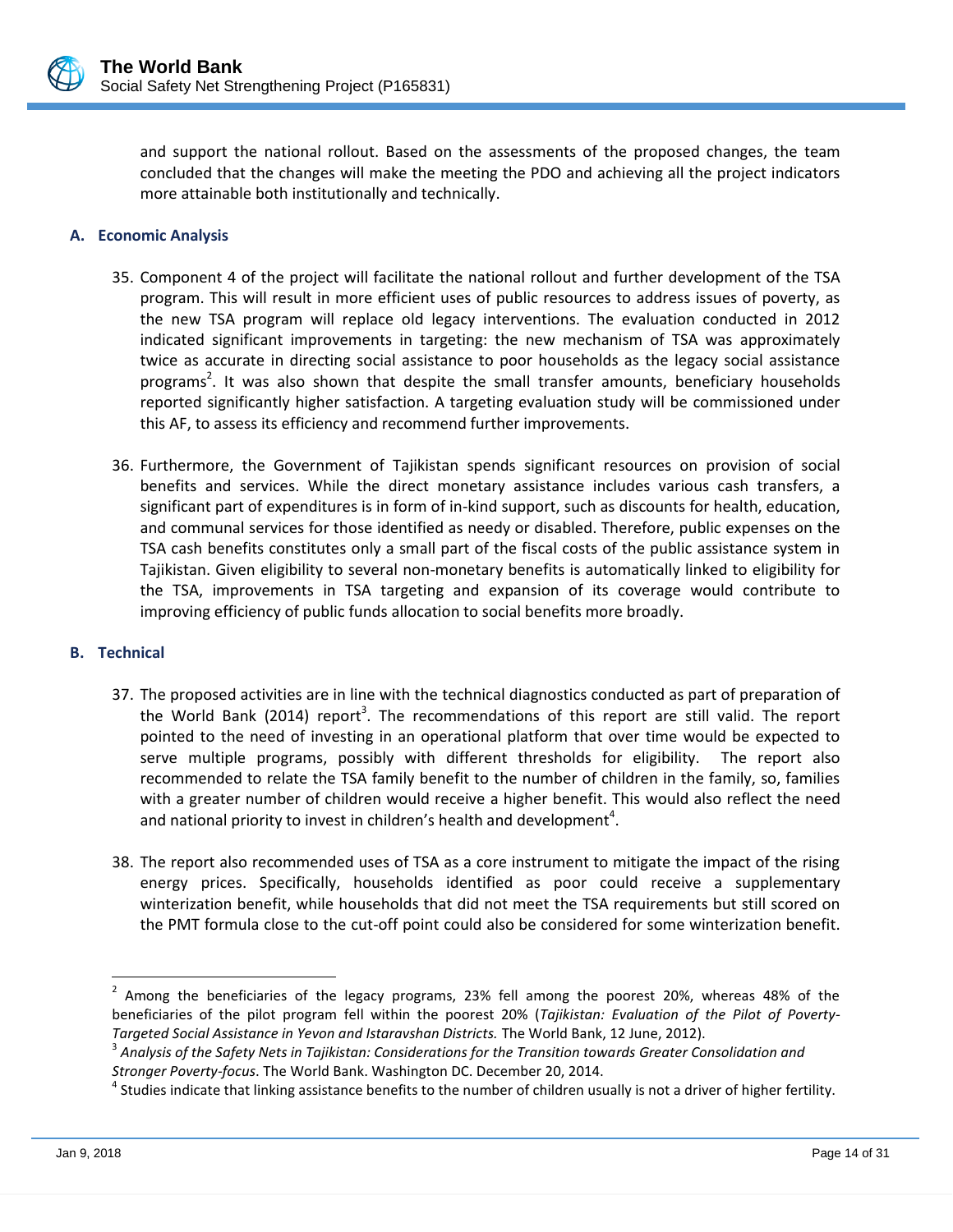and support the national rollout. Based on the assessments of the proposed changes, the team concluded that the changes will make the meeting the PDO and achieving all the project indicators more attainable both institutionally and technically.

### A. Economic Analysis

35. Component 4 of the project will facilitate the national rollout and further development of the TSA program. This will result in more efficient uses of public resources to address issues of poverty, as the new TSA program will replace old legacy interventions. The evaluation conducted in 2012 indicated significant improvements in targeting: the new mechanism of TSA was approximately twice as accurate in directing social assistance to poor households as the legacy social assistance programs[2]. It was also shown that despite the small transfer amounts, beneficiary households reported significantly higher satisfaction. A targeting evaluation study will be commissioned under this AF, to assess its efficiency and recommend further improvements.

36. Furthermore, the Government of Tajikistan spends significant resources on provision of social benefits and services. While the direct monetary assistance includes various cash transfers, a significant part of expenditures is in form of in-kind support, such as discounts for health, education, and communal services for those identified as needy or disabled. Therefore, public expenses on the TSA cash benefits constitutes only a small part of the fiscal costs of the public assistance system in Tajikistan. Given eligibility to several non-monetary benefits is automatically linked to eligibility for the TSA, improvements in TSA targeting and expansion of its coverage would contribute to improving efficiency of public funds allocation to social benefits more broadly.

### B. Technical

37. The proposed activities are in line with the technical diagnostics conducted as part of preparation of the World Bank (2014) report[3]. The recommendations of this report are still valid. The report pointed to the need of investing in an operational platform that over time would be expected to serve multiple programs, possibly with different thresholds for eligibility. The report also recommended to relate the TSA family benefit to the number of children in the family, so, families with a greater number of children would receive a higher benefit. This would also reflect the need and national priority to invest in children's health and development[4].

38. The report also recommended uses of TSA as a core instrument to mitigate the impact of the rising energy prices. Specifically, households identified as poor could receive a supplementary winterization benefit, while households that did not meet the TSA requirements but still scored on the PMT formula close to the cut-off point could also be considered for some winterization benefit.

---

[2] Among the beneficiaries of the legacy programs, 23% fell among the poorest 20%, whereas 48% of the beneficiaries of the pilot program fell within the poorest 20% (*Tajikistan: Evaluation of the Pilot of Poverty-Targeted Social Assistance in Yevon and Istaravshan Districts.* The World Bank, 12 June, 2012).

[3] *Analysis of the Safety Nets in Tajikistan: Considerations for the Transition towards Greater Consolidation and Stronger Poverty-focus*. The World Bank. Washington DC. December 20, 2014.

[4] Studies indicate that linking assistance benefits to the number of children usually is not a driver of higher fertility.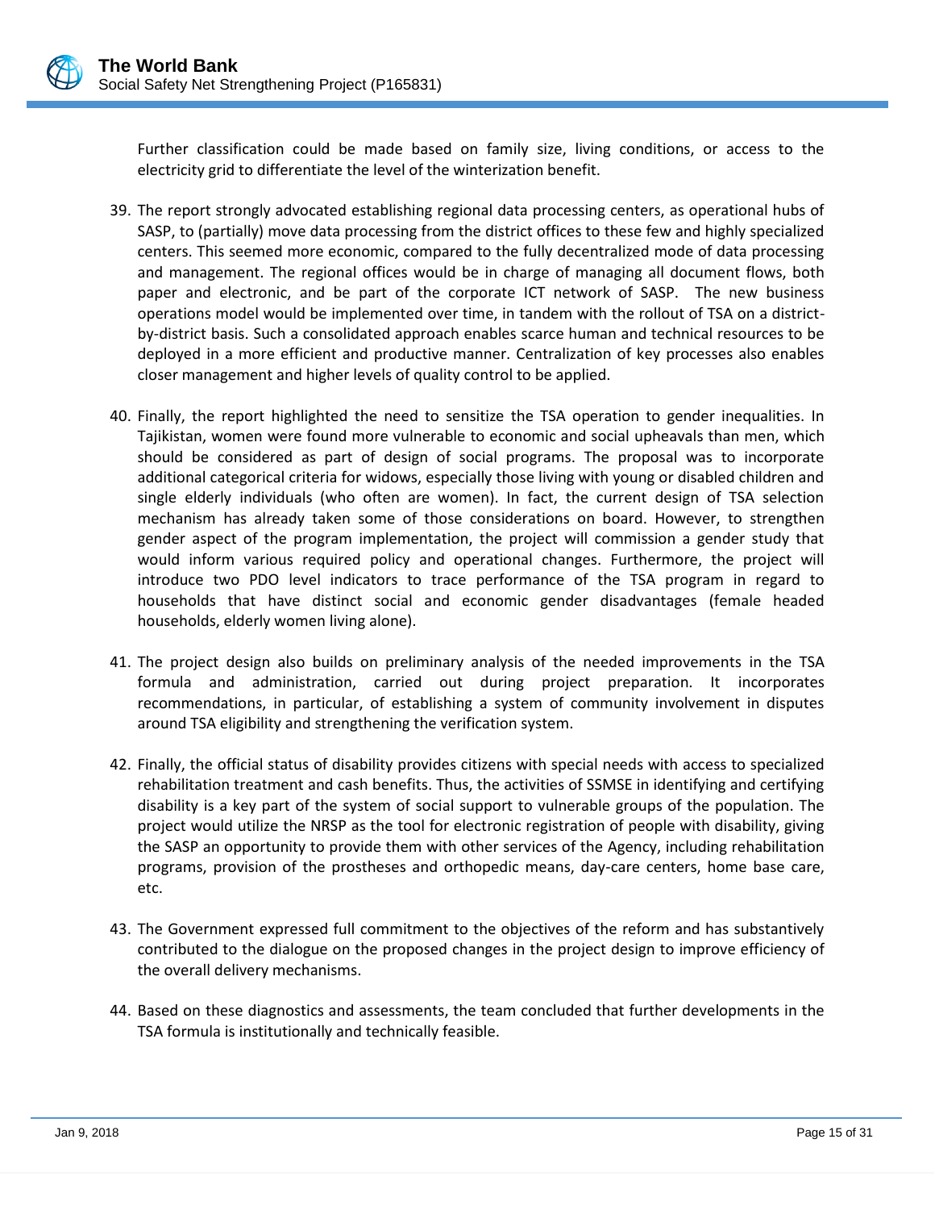Further classification could be made based on family size, living conditions, or access to the electricity grid to differentiate the level of the winterization benefit.

39. The report strongly advocated establishing regional data processing centers, as operational hubs of SASP, to (partially) move data processing from the district offices to these few and highly specialized centers. This seemed more economic, compared to the fully decentralized mode of data processing and management. The regional offices would be in charge of managing all document flows, both paper and electronic, and be part of the corporate ICT network of SASP. The new business operations model would be implemented over time, in tandem with the rollout of TSA on a district-by-district basis. Such a consolidated approach enables scarce human and technical resources to be deployed in a more efficient and productive manner. Centralization of key processes also enables closer management and higher levels of quality control to be applied.

40. Finally, the report highlighted the need to sensitize the TSA operation to gender inequalities. In Tajikistan, women were found more vulnerable to economic and social upheavals than men, which should be considered as part of design of social programs. The proposal was to incorporate additional categorical criteria for widows, especially those living with young or disabled children and single elderly individuals (who often are women). In fact, the current design of TSA selection mechanism has already taken some of those considerations on board. However, to strengthen gender aspect of the program implementation, the project will commission a gender study that would inform various required policy and operational changes. Furthermore, the project will introduce two PDO level indicators to trace performance of the TSA program in regard to households that have distinct social and economic gender disadvantages (female headed households, elderly women living alone).

41. The project design also builds on preliminary analysis of the needed improvements in the TSA formula and administration, carried out during project preparation. It incorporates recommendations, in particular, of establishing a system of community involvement in disputes around TSA eligibility and strengthening the verification system.

42. Finally, the official status of disability provides citizens with special needs with access to specialized rehabilitation treatment and cash benefits. Thus, the activities of SSMSE in identifying and certifying disability is a key part of the system of social support to vulnerable groups of the population. The project would utilize the NRSP as the tool for electronic registration of people with disability, giving the SASP an opportunity to provide them with other services of the Agency, including rehabilitation programs, provision of the prostheses and orthopedic means, day-care centers, home base care, etc.

43. The Government expressed full commitment to the objectives of the reform and has substantively contributed to the dialogue on the proposed changes in the project design to improve efficiency of the overall delivery mechanisms.

44. Based on these diagnostics and assessments, the team concluded that further developments in the TSA formula is institutionally and technically feasible.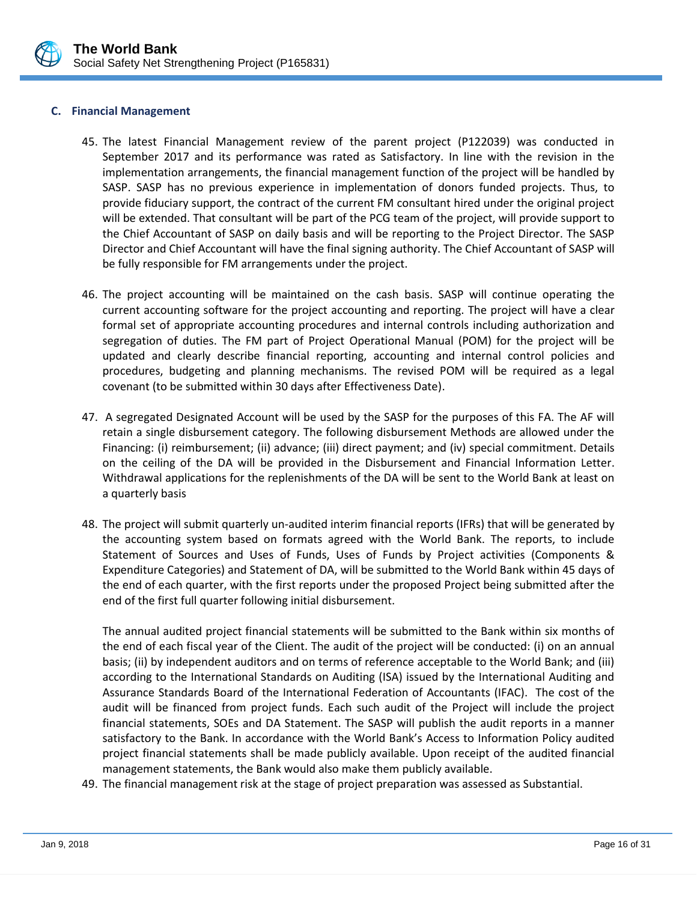### C. Financial Management

45. The latest Financial Management review of the parent project (P122039) was conducted in September 2017 and its performance was rated as Satisfactory. In line with the revision in the implementation arrangements, the financial management function of the project will be handled by SASP. SASP has no previous experience in implementation of donors funded projects. Thus, to provide fiduciary support, the contract of the current FM consultant hired under the original project will be extended. That consultant will be part of the PCG team of the project, will provide support to the Chief Accountant of SASP on daily basis and will be reporting to the Project Director. The SASP Director and Chief Accountant will have the final signing authority. The Chief Accountant of SASP will be fully responsible for FM arrangements under the project.

46. The project accounting will be maintained on the cash basis. SASP will continue operating the current accounting software for the project accounting and reporting. The project will have a clear formal set of appropriate accounting procedures and internal controls including authorization and segregation of duties. The FM part of Project Operational Manual (POM) for the project will be updated and clearly describe financial reporting, accounting and internal control policies and procedures, budgeting and planning mechanisms. The revised POM will be required as a legal covenant (to be submitted within 30 days after Effectiveness Date).

47. A segregated Designated Account will be used by the SASP for the purposes of this FA. The AF will retain a single disbursement category. The following disbursement Methods are allowed under the Financing: (i) reimbursement; (ii) advance; (iii) direct payment; and (iv) special commitment. Details on the ceiling of the DA will be provided in the Disbursement and Financial Information Letter. Withdrawal applications for the replenishments of the DA will be sent to the World Bank at least on a quarterly basis

48. The project will submit quarterly un-audited interim financial reports (IFRs) that will be generated by the accounting system based on formats agreed with the World Bank. The reports, to include Statement of Sources and Uses of Funds, Uses of Funds by Project activities (Components & Expenditure Categories) and Statement of DA, will be submitted to the World Bank within 45 days of the end of each quarter, with the first reports under the proposed Project being submitted after the end of the first full quarter following initial disbursement.

    The annual audited project financial statements will be submitted to the Bank within six months of the end of each fiscal year of the Client. The audit of the project will be conducted: (i) on an annual basis; (ii) by independent auditors and on terms of reference acceptable to the World Bank; and (iii) according to the International Standards on Auditing (ISA) issued by the International Auditing and Assurance Standards Board of the International Federation of Accountants (IFAC). The cost of the audit will be financed from project funds. Each such audit of the Project will include the project financial statements, SOEs and DA Statement. The SASP will publish the audit reports in a manner satisfactory to the Bank. In accordance with the World Bank's Access to Information Policy audited project financial statements shall be made publicly available. Upon receipt of the audited financial management statements, the Bank would also make them publicly available.

49. The financial management risk at the stage of project preparation was assessed as Substantial.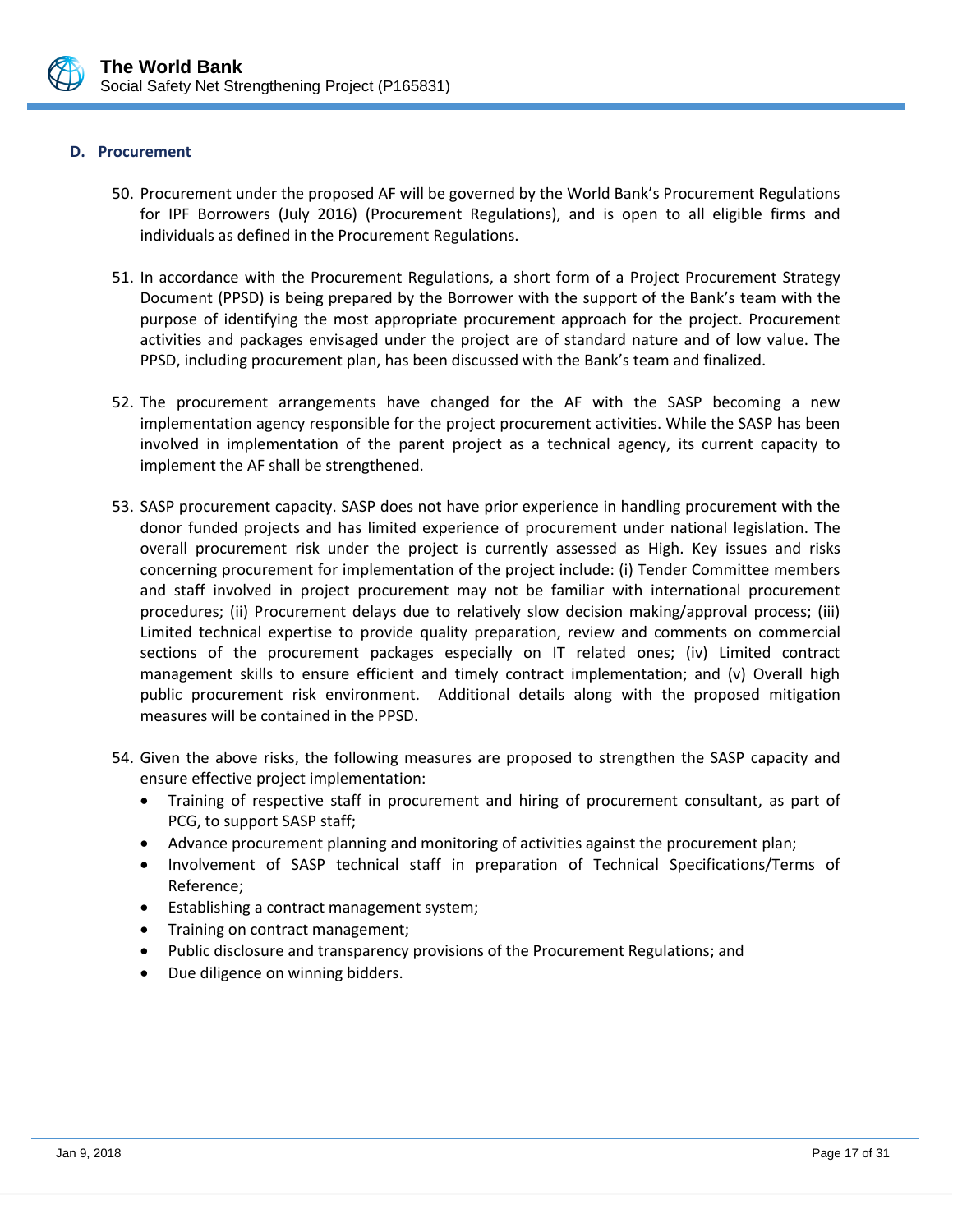### D. Procurement

50. Procurement under the proposed AF will be governed by the World Bank's Procurement Regulations for IPF Borrowers (July 2016) (Procurement Regulations), and is open to all eligible firms and individuals as defined in the Procurement Regulations.

51. In accordance with the Procurement Regulations, a short form of a Project Procurement Strategy Document (PPSD) is being prepared by the Borrower with the support of the Bank's team with the purpose of identifying the most appropriate procurement approach for the project. Procurement activities and packages envisaged under the project are of standard nature and of low value. The PPSD, including procurement plan, has been discussed with the Bank's team and finalized.

52. The procurement arrangements have changed for the AF with the SASP becoming a new implementation agency responsible for the project procurement activities. While the SASP has been involved in implementation of the parent project as a technical agency, its current capacity to implement the AF shall be strengthened.

53. SASP procurement capacity. SASP does not have prior experience in handling procurement with the donor funded projects and has limited experience of procurement under national legislation. The overall procurement risk under the project is currently assessed as High. Key issues and risks concerning procurement for implementation of the project include: (i) Tender Committee members and staff involved in project procurement may not be familiar with international procurement procedures; (ii) Procurement delays due to relatively slow decision making/approval process; (iii) Limited technical expertise to provide quality preparation, review and comments on commercial sections of the procurement packages especially on IT related ones; (iv) Limited contract management skills to ensure efficient and timely contract implementation; and (v) Overall high public procurement risk environment. Additional details along with the proposed mitigation measures will be contained in the PPSD.

54. Given the above risks, the following measures are proposed to strengthen the SASP capacity and ensure effective project implementation:
    - Training of respective staff in procurement and hiring of procurement consultant, as part of PCG, to support SASP staff;
    - Advance procurement planning and monitoring of activities against the procurement plan;
    - Involvement of SASP technical staff in preparation of Technical Specifications/Terms of Reference;
    - Establishing a contract management system;
    - Training on contract management;
    - Public disclosure and transparency provisions of the Procurement Regulations; and
    - Due diligence on winning bidders.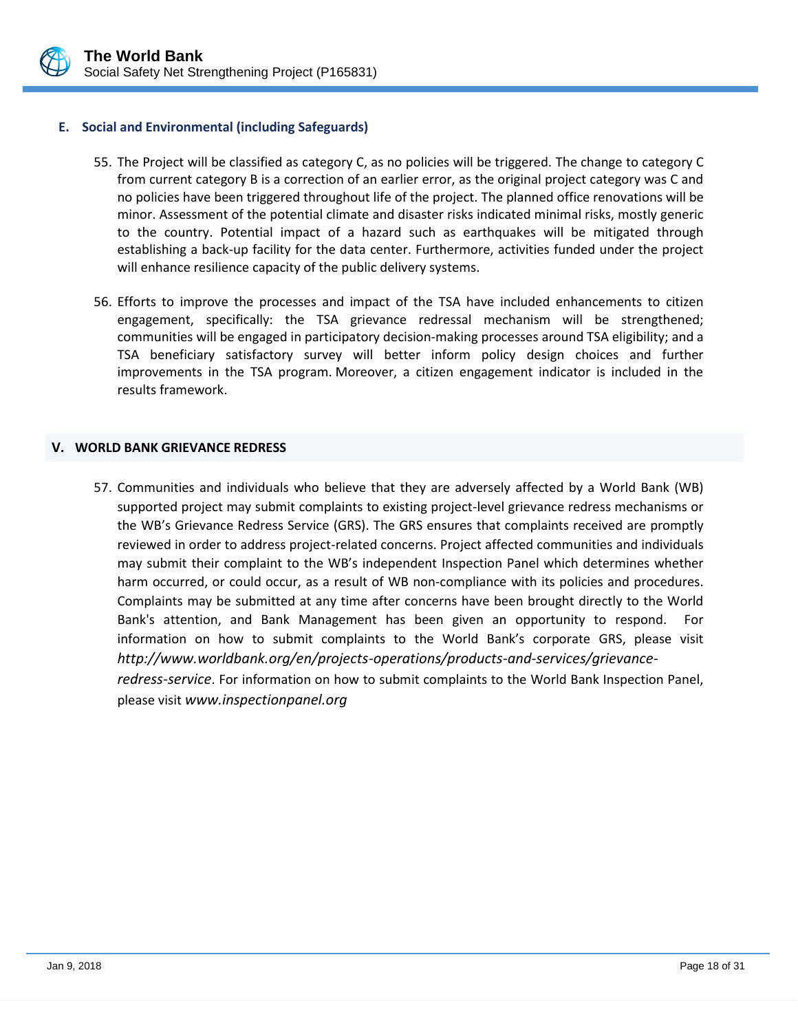### E. Social and Environmental (including Safeguards)

55. The Project will be classified as category C, as no policies will be triggered. The change to category C from current category B is a correction of an earlier error, as the original project category was C and no policies have been triggered throughout life of the project. The planned office renovations will be minor. Assessment of the potential climate and disaster risks indicated minimal risks, mostly generic to the country. Potential impact of a hazard such as earthquakes will be mitigated through establishing a back-up facility for the data center. Furthermore, activities funded under the project will enhance resilience capacity of the public delivery systems.

56. Efforts to improve the processes and impact of the TSA have included enhancements to citizen engagement, specifically: the TSA grievance redressal mechanism will be strengthened; communities will be engaged in participatory decision-making processes around TSA eligibility; and a TSA beneficiary satisfactory survey will better inform policy design choices and further improvements in the TSA program. Moreover, a citizen engagement indicator is included in the results framework.

## V. WORLD BANK GRIEVANCE REDRESS

57. Communities and individuals who believe that they are adversely affected by a World Bank (WB) supported project may submit complaints to existing project-level grievance redress mechanisms or the WB's Grievance Redress Service (GRS). The GRS ensures that complaints received are promptly reviewed in order to address project-related concerns. Project affected communities and individuals may submit their complaint to the WB's independent Inspection Panel which determines whether harm occurred, or could occur, as a result of WB non-compliance with its policies and procedures. Complaints may be submitted at any time after concerns have been brought directly to the World Bank's attention, and Bank Management has been given an opportunity to respond. For information on how to submit complaints to the World Bank's corporate GRS, please visit *http://www.worldbank.org/en/projects-operations/products-and-services/grievance-redress-service*. For information on how to submit complaints to the World Bank Inspection Panel, please visit *www.inspectionpanel.org*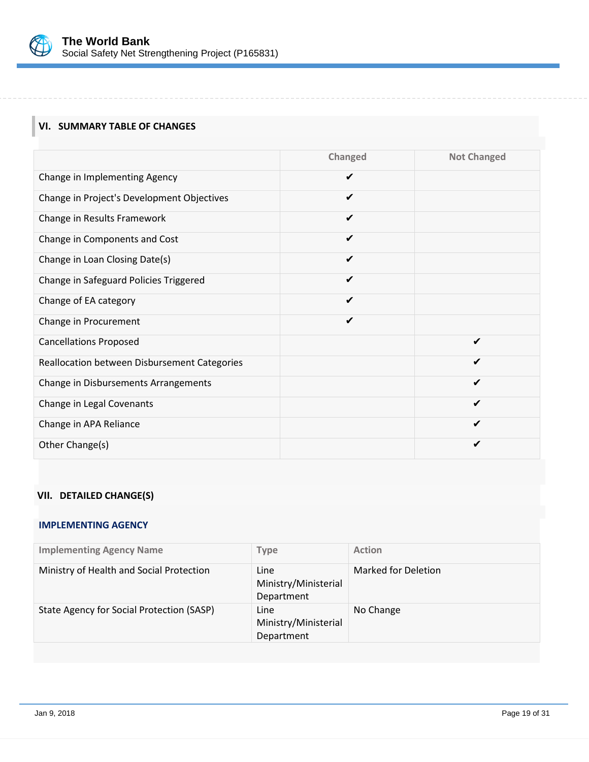## VI. SUMMARY TABLE OF CHANGES

| | Changed | Not Changed |
|---|---|---|
| Change in Implementing Agency | ✔ | |
| Change in Project's Development Objectives | ✔ | |
| Change in Results Framework | ✔ | |
| Change in Components and Cost | ✔ | |
| Change in Loan Closing Date(s) | ✔ | |
| Change in Safeguard Policies Triggered | ✔ | |
| Change of EA category | ✔ | |
| Change in Procurement | ✔ | |
| Cancellations Proposed | | ✔ |
| Reallocation between Disbursement Categories | | ✔ |
| Change in Disbursements Arrangements | | ✔ |
| Change in Legal Covenants | | ✔ |
| Change in APA Reliance | | ✔ |
| Other Change(s) | | ✔ |

## VII. DETAILED CHANGE(S)

### IMPLEMENTING AGENCY

| Implementing Agency Name | Type | Action |
|---|---|---|
| Ministry of Health and Social Protection | Line Ministry/Ministerial Department | Marked for Deletion |
| State Agency for Social Protection (SASP) | Line Ministry/Ministerial Department | No Change |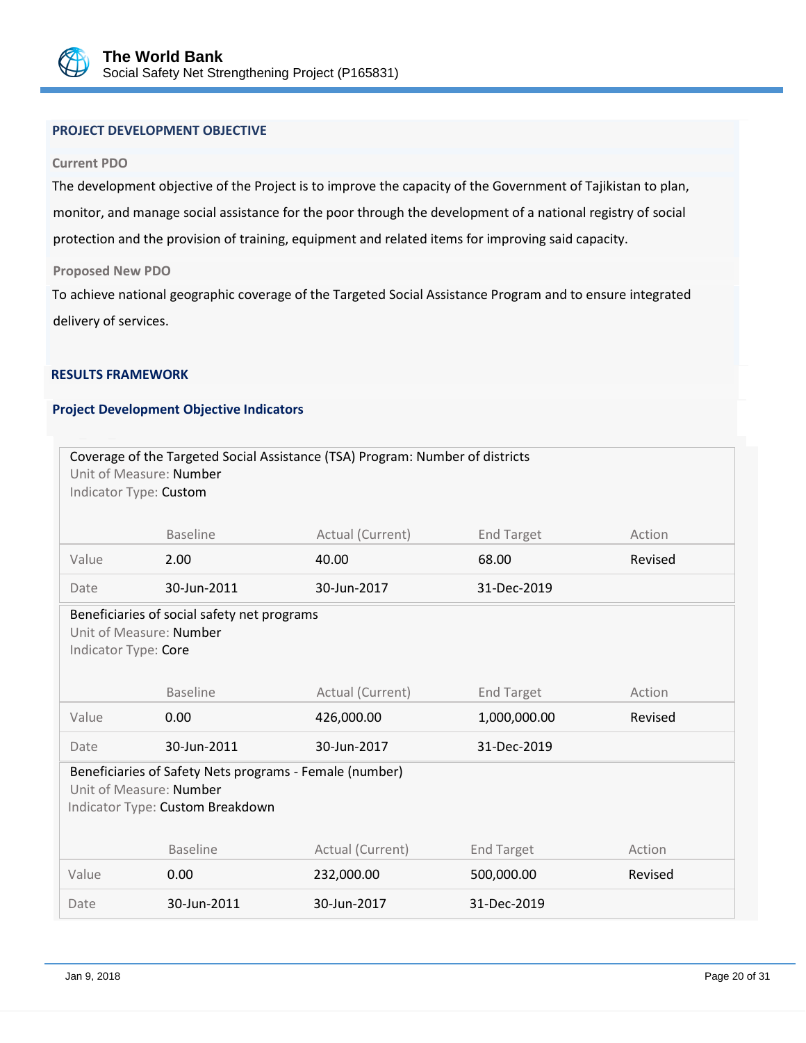## PROJECT DEVELOPMENT OBJECTIVE

**Current PDO**

The development objective of the Project is to improve the capacity of the Government of Tajikistan to plan, monitor, and manage social assistance for the poor through the development of a national registry of social protection and the provision of training, equipment and related items for improving said capacity.

**Proposed New PDO**

To achieve national geographic coverage of the Targeted Social Assistance Program and to ensure integrated delivery of services.

## RESULTS FRAMEWORK

### Project Development Objective Indicators

Coverage of the Targeted Social Assistance (TSA) Program: Number of districts
Unit of Measure: Number
Indicator Type: Custom

| | Baseline | Actual (Current) | End Target | Action |
|---|---|---|---|---|
| Value | 2.00 | 40.00 | 68.00 | Revised |
| Date | 30-Jun-2011 | 30-Jun-2017 | 31-Dec-2019 | |

Beneficiaries of social safety net programs
Unit of Measure: Number
Indicator Type: Core

| | Baseline | Actual (Current) | End Target | Action |
|---|---|---|---|---|
| Value | 0.00 | 426,000.00 | 1,000,000.00 | Revised |
| Date | 30-Jun-2011 | 30-Jun-2017 | 31-Dec-2019 | |

Beneficiaries of Safety Nets programs - Female (number)
Unit of Measure: Number
Indicator Type: Custom Breakdown

| | Baseline | Actual (Current) | End Target | Action |
|---|---|---|---|---|
| Value | 0.00 | 232,000.00 | 500,000.00 | Revised |
| Date | 30-Jun-2011 | 30-Jun-2017 | 31-Dec-2019 | |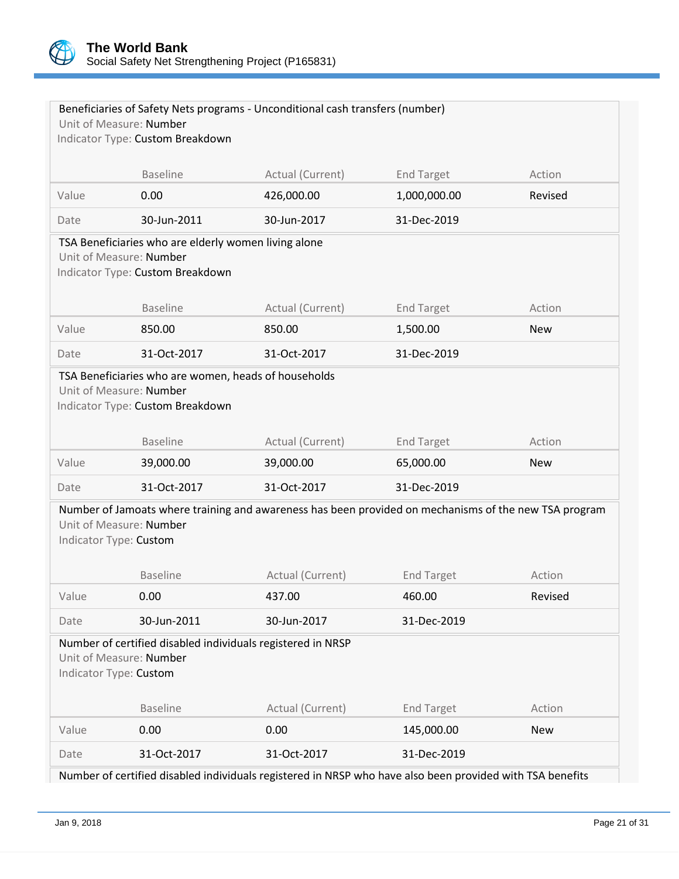Beneficiaries of Safety Nets programs - Unconditional cash transfers (number)
Unit of Measure: Number
Indicator Type: Custom Breakdown

| | Baseline | Actual (Current) | End Target | Action |
|---|---|---|---|---|
| Value | 0.00 | 426,000.00 | 1,000,000.00 | Revised |
| Date | 30-Jun-2011 | 30-Jun-2017 | 31-Dec-2019 | |

TSA Beneficiaries who are elderly women living alone
Unit of Measure: Number
Indicator Type: Custom Breakdown

| | Baseline | Actual (Current) | End Target | Action |
|---|---|---|---|---|
| Value | 850.00 | 850.00 | 1,500.00 | New |
| Date | 31-Oct-2017 | 31-Oct-2017 | 31-Dec-2019 | |

TSA Beneficiaries who are women, heads of households
Unit of Measure: Number
Indicator Type: Custom Breakdown

| | Baseline | Actual (Current) | End Target | Action |
|---|---|---|---|---|
| Value | 39,000.00 | 39,000.00 | 65,000.00 | New |
| Date | 31-Oct-2017 | 31-Oct-2017 | 31-Dec-2019 | |

Number of Jamoats where training and awareness has been provided on mechanisms of the new TSA program
Unit of Measure: Number
Indicator Type: Custom

| | Baseline | Actual (Current) | End Target | Action |
|---|---|---|---|---|
| Value | 0.00 | 437.00 | 460.00 | Revised |
| Date | 30-Jun-2011 | 30-Jun-2017 | 31-Dec-2019 | |

Number of certified disabled individuals registered in NRSP
Unit of Measure: Number
Indicator Type: Custom

| | Baseline | Actual (Current) | End Target | Action |
|---|---|---|---|---|
| Value | 0.00 | 0.00 | 145,000.00 | New |
| Date | 31-Oct-2017 | 31-Oct-2017 | 31-Dec-2019 | |

Number of certified disabled individuals registered in NRSP who have also been provided with TSA benefits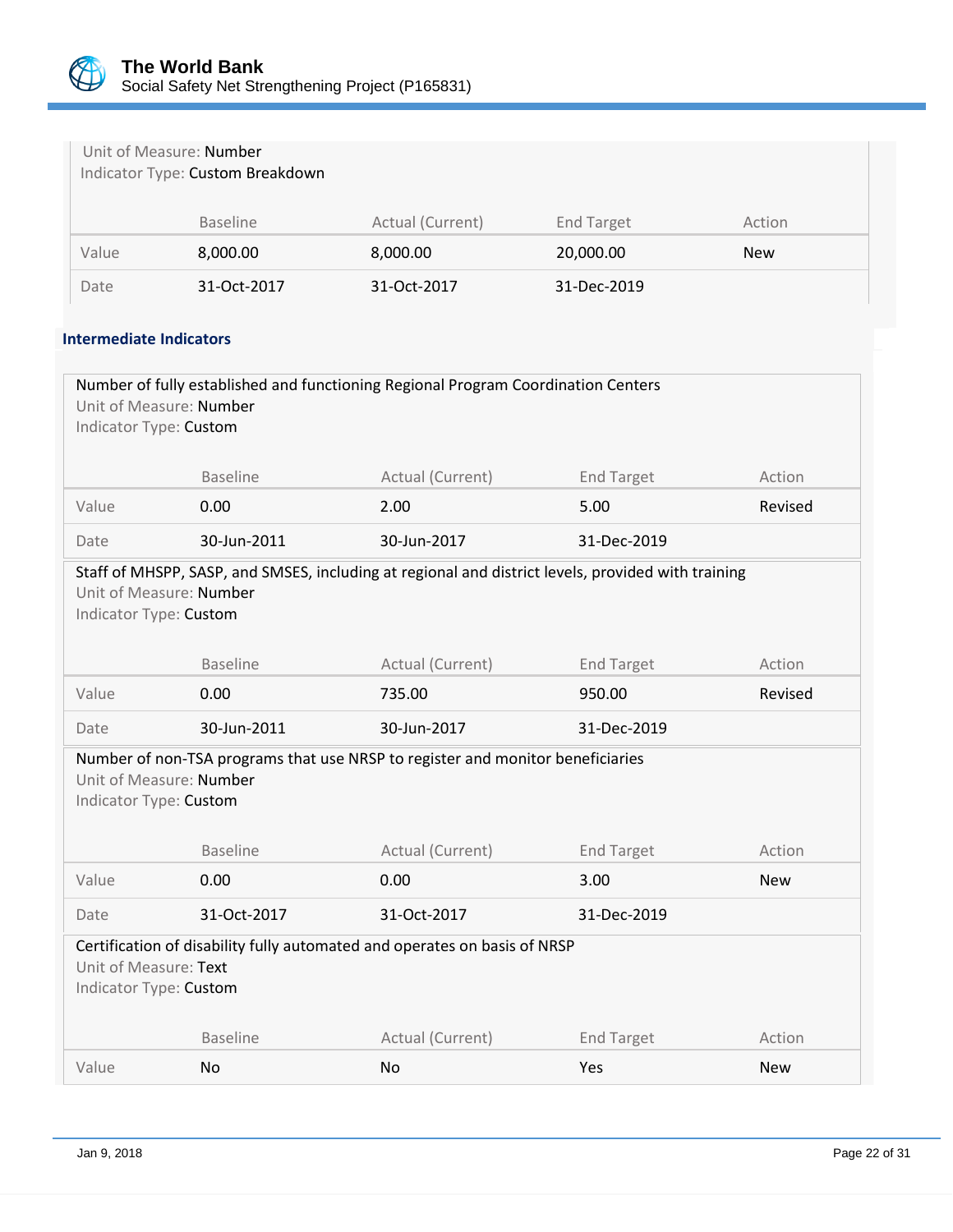Unit of Measure: Number
Indicator Type: Custom Breakdown

| | Baseline | Actual (Current) | End Target | Action |
|---|---|---|---|---|
| Value | 8,000.00 | 8,000.00 | 20,000.00 | New |
| Date | 31-Oct-2017 | 31-Oct-2017 | 31-Dec-2019 | |

### Intermediate Indicators

Number of fully established and functioning Regional Program Coordination Centers
Unit of Measure: Number
Indicator Type: Custom

| | Baseline | Actual (Current) | End Target | Action |
|---|---|---|---|---|
| Value | 0.00 | 2.00 | 5.00 | Revised |
| Date | 30-Jun-2011 | 30-Jun-2017 | 31-Dec-2019 | |

Staff of MHSPP, SASP, and SMSES, including at regional and district levels, provided with training
Unit of Measure: Number
Indicator Type: Custom

| | Baseline | Actual (Current) | End Target | Action |
|---|---|---|---|---|
| Value | 0.00 | 735.00 | 950.00 | Revised |
| Date | 30-Jun-2011 | 30-Jun-2017 | 31-Dec-2019 | |

Number of non-TSA programs that use NRSP to register and monitor beneficiaries
Unit of Measure: Number
Indicator Type: Custom

| | Baseline | Actual (Current) | End Target | Action |
|---|---|---|---|---|
| Value | 0.00 | 0.00 | 3.00 | New |
| Date | 31-Oct-2017 | 31-Oct-2017 | 31-Dec-2019 | |

Certification of disability fully automated and operates on basis of NRSP
Unit of Measure: Text
Indicator Type: Custom

| | Baseline | Actual (Current) | End Target | Action |
|---|---|---|---|---|
| Value | No | No | Yes | New |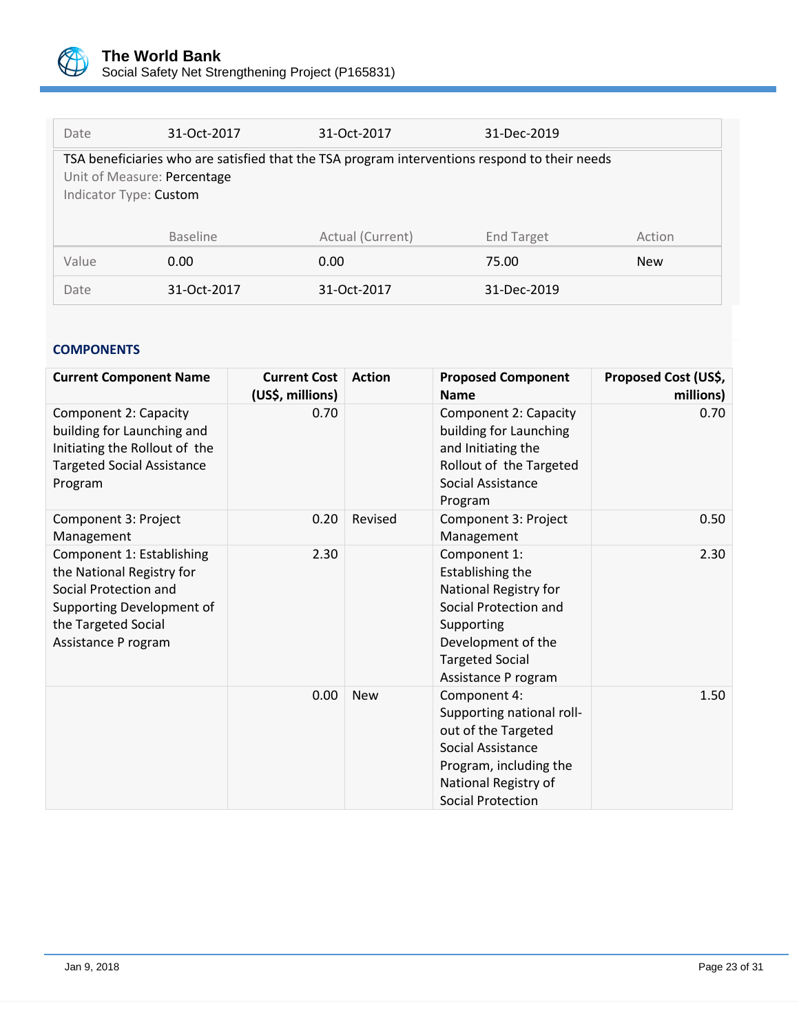| | | | | |
|---|---|---|---|---|
| Date | 31-Oct-2017 | 31-Oct-2017 | 31-Dec-2019 | |

TSA beneficiaries who are satisfied that the TSA program interventions respond to their needs

Unit of Measure: Percentage

Indicator Type: Custom

| | Baseline | Actual (Current) | End Target | Action |
|---|---|---|---|---|
| Value | 0.00 | 0.00 | 75.00 | New |
| Date | 31-Oct-2017 | 31-Oct-2017 | 31-Dec-2019 | |

### COMPONENTS

| Current Component Name | Current Cost (US$, millions) | Action | Proposed Component Name | Proposed Cost (US$, millions) |
|---|---|---|---|---|
| Component 2: Capacity building for Launching and Initiating the Rollout of the Targeted Social Assistance Program | 0.70 | | Component 2: Capacity building for Launching and Initiating the Rollout of the Targeted Social Assistance Program | 0.70 |
| Component 3: Project Management | 0.20 | Revised | Component 3: Project Management | 0.50 |
| Component 1: Establishing the National Registry for Social Protection and Supporting Development of the Targeted Social Assistance P rogram | 2.30 | | Component 1: Establishing the National Registry for Social Protection and Supporting Development of the Targeted Social Assistance P rogram | 2.30 |
| | 0.00 | New | Component 4: Supporting national roll-out of the Targeted Social Assistance Program, including the National Registry of Social Protection | 1.50 |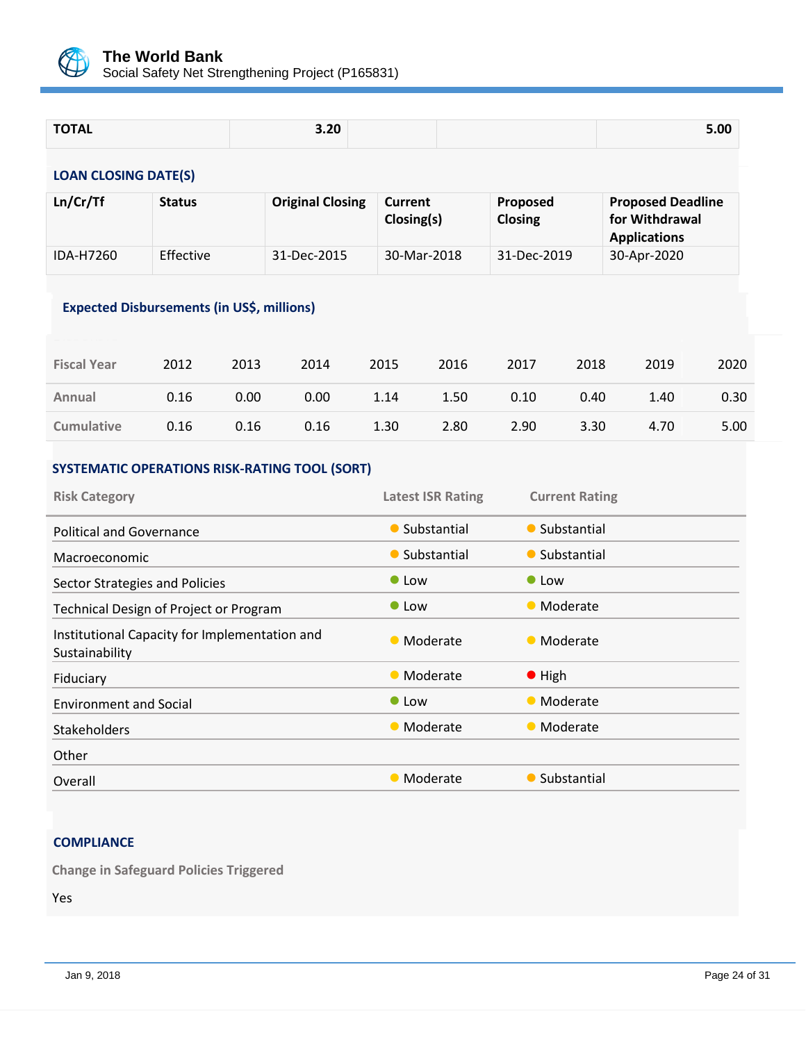| TOTAL | 3.20 | | | 5.00 |
|---|---|---|---|---|

### LOAN CLOSING DATE(S)

| Ln/Cr/Tf | Status | Original Closing | Current Closing(s) | Proposed Closing | Proposed Deadline for Withdrawal Applications |
|---|---|---|---|---|---|
| IDA-H7260 | Effective | 31-Dec-2015 | 30-Mar-2018 | 31-Dec-2019 | 30-Apr-2020 |

### Expected Disbursements (in US$, millions)

| Fiscal Year | 2012 | 2013 | 2014 | 2015 | 2016 | 2017 | 2018 | 2019 | 2020 |
|---|---|---|---|---|---|---|---|---|---|
| Annual | 0.16 | 0.00 | 0.00 | 1.14 | 1.50 | 0.10 | 0.40 | 1.40 | 0.30 |
| Cumulative | 0.16 | 0.16 | 0.16 | 1.30 | 2.80 | 2.90 | 3.30 | 4.70 | 5.00 |

### SYSTEMATIC OPERATIONS RISK-RATING TOOL (SORT)

| Risk Category | Latest ISR Rating | Current Rating |
|---|---|---|
| Political and Governance | Substantial | Substantial |
| Macroeconomic | Substantial | Substantial |
| Sector Strategies and Policies | Low | Low |
| Technical Design of Project or Program | Low | Moderate |
| Institutional Capacity for Implementation and Sustainability | Moderate | Moderate |
| Fiduciary | Moderate | High |
| Environment and Social | Low | Moderate |
| Stakeholders | Moderate | Moderate |
| Other | | |
| Overall | Moderate | Substantial |

### COMPLIANCE

**Change in Safeguard Policies Triggered**

Yes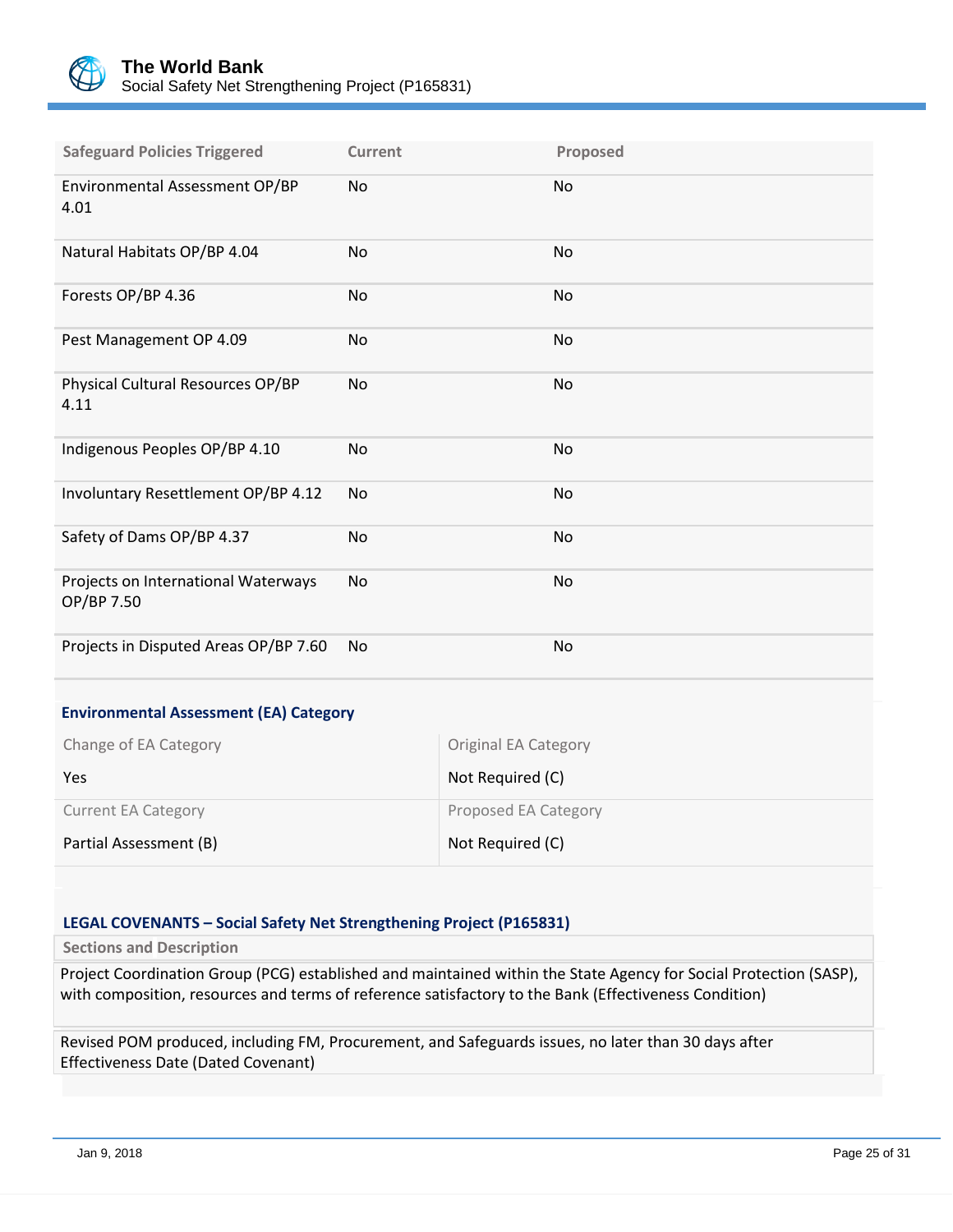| Safeguard Policies Triggered | Current | Proposed |
| --- | --- | --- |
| Environmental Assessment OP/BP 4.01 | No | No |
| Natural Habitats OP/BP 4.04 | No | No |
| Forests OP/BP 4.36 | No | No |
| Pest Management OP 4.09 | No | No |
| Physical Cultural Resources OP/BP 4.11 | No | No |
| Indigenous Peoples OP/BP 4.10 | No | No |
| Involuntary Resettlement OP/BP 4.12 | No | No |
| Safety of Dams OP/BP 4.37 | No | No |
| Projects on International Waterways OP/BP 7.50 | No | No |
| Projects in Disputed Areas OP/BP 7.60 | No | No |

**Environmental Assessment (EA) Category**

| Change of EA Category | Original EA Category |
| --- | --- |
| Yes | Not Required (C) |
| **Current EA Category** | **Proposed EA Category** |
| Partial Assessment (B) | Not Required (C) |

**LEGAL COVENANTS – Social Safety Net Strengthening Project (P165831)**

| Sections and Description |
| --- |
| Project Coordination Group (PCG) established and maintained within the State Agency for Social Protection (SASP), with composition, resources and terms of reference satisfactory to the Bank (Effectiveness Condition) |
| Revised POM produced, including FM, Procurement, and Safeguards issues, no later than 30 days after Effectiveness Date (Dated Covenant) |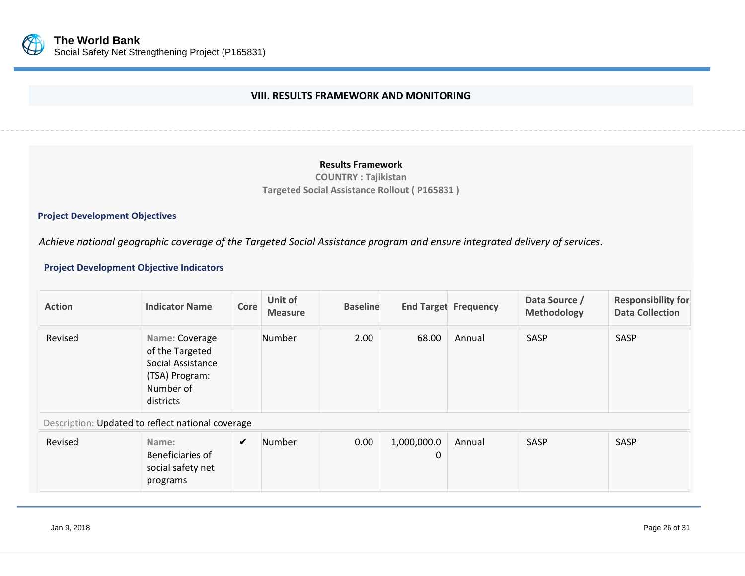## VIII. RESULTS FRAMEWORK AND MONITORING

**Results Framework**
**COUNTRY : Tajikistan**
**Targeted Social Assistance Rollout ( P165831 )**

### Project Development Objectives

*Achieve national geographic coverage of the Targeted Social Assistance program and ensure integrated delivery of services.*

### Project Development Objective Indicators

| Action | Indicator Name | Core | Unit of Measure | Baseline | End Target | Frequency | Data Source / Methodology | Responsibility for Data Collection |
|---|---|---|---|---|---|---|---|---|
| Revised | Name: Coverage of the Targeted Social Assistance (TSA) Program: Number of districts | | Number | 2.00 | 68.00 | Annual | SASP | SASP |
| Description: Updated to reflect national coverage | | | | | | | | |
| Revised | Name: Beneficiaries of social safety net programs | ✔ | Number | 0.00 | 1,000,000.00 | Annual | SASP | SASP |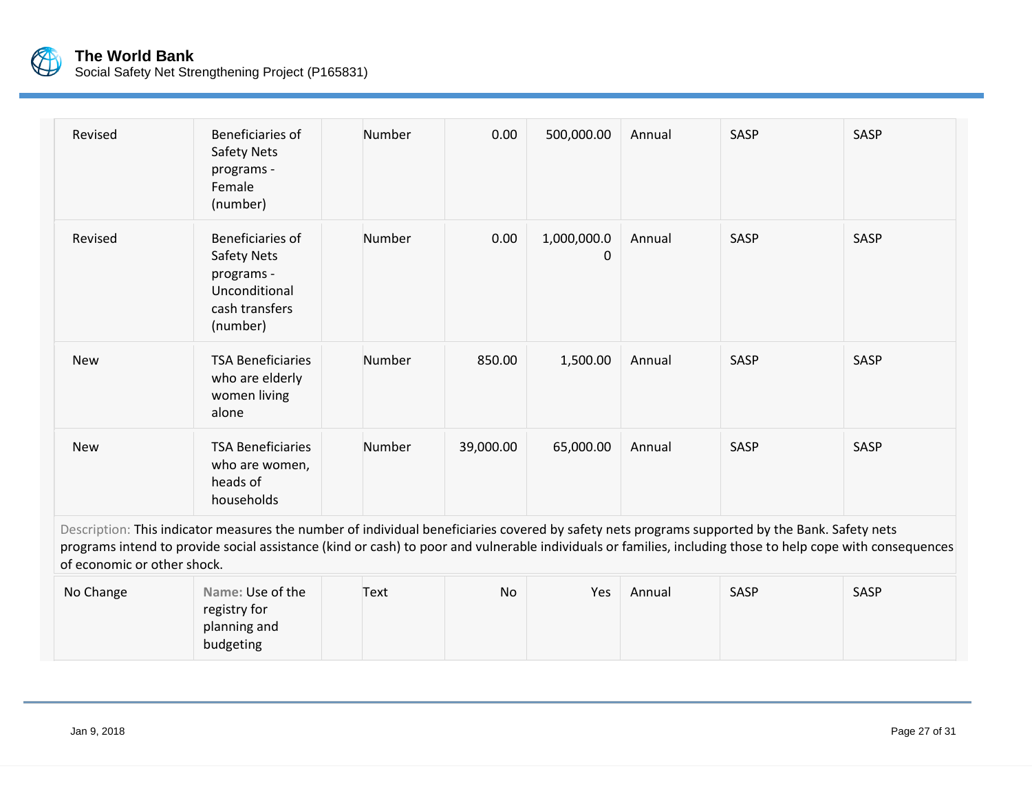| Revised | Beneficiaries of Safety Nets programs - Female (number) | | Number | 0.00 | 500,000.00 | Annual | SASP | SASP |
|---|---|---|---|---|---|---|---|---|
| Revised | Beneficiaries of Safety Nets programs - Unconditional cash transfers (number) | | Number | 0.00 | 1,000,000.00 | Annual | SASP | SASP |
| New | TSA Beneficiaries who are elderly women living alone | | Number | 850.00 | 1,500.00 | Annual | SASP | SASP |
| New | TSA Beneficiaries who are women, heads of households | | Number | 39,000.00 | 65,000.00 | Annual | SASP | SASP |

Description: This indicator measures the number of individual beneficiaries covered by safety nets programs supported by the Bank. Safety nets programs intend to provide social assistance (kind or cash) to poor and vulnerable individuals or families, including those to help cope with consequences of economic or other shock.

| No Change | Name: Use of the registry for planning and budgeting | | Text | No | Yes | Annual | SASP | SASP |
|---|---|---|---|---|---|---|---|---|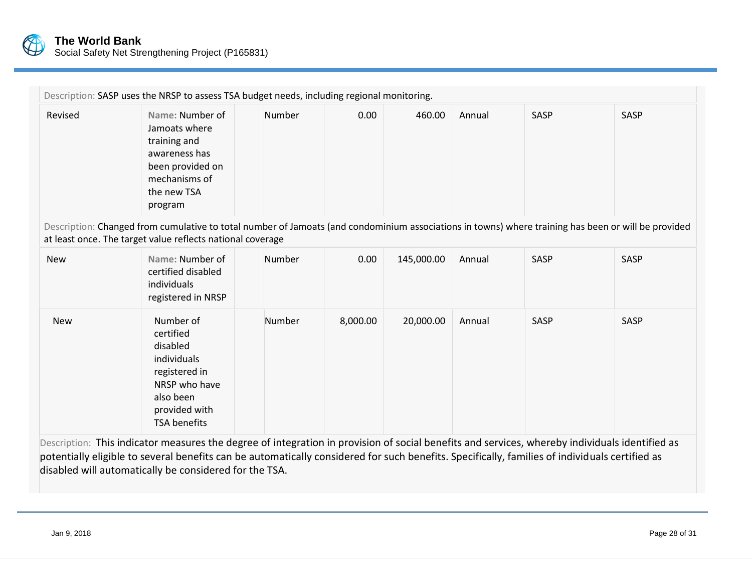Description: SASP uses the NRSP to assess TSA budget needs, including regional monitoring.

| | | | | | | | | |
|---|---|---|---|---|---|---|---|---|
| Revised | Name: Number of Jamoats where training and awareness has been provided on mechanisms of the new TSA program | | Number | 0.00 | 460.00 | Annual | SASP | SASP |

Description: Changed from cumulative to total number of Jamoats (and condominium associations in towns) where training has been or will be provided at least once. The target value reflects national coverage

| | | | | | | | | |
|---|---|---|---|---|---|---|---|---|
| New | Name: Number of certified disabled individuals registered in NRSP | | Number | 0.00 | 145,000.00 | Annual | SASP | SASP |
| New | Number of certified disabled individuals registered in NRSP who have also been provided with TSA benefits | | Number | 8,000.00 | 20,000.00 | Annual | SASP | SASP |

Description: This indicator measures the degree of integration in provision of social benefits and services, whereby individuals identified as potentially eligible to several benefits can be automatically considered for such benefits. Specifically, families of individuals certified as disabled will automatically be considered for the TSA.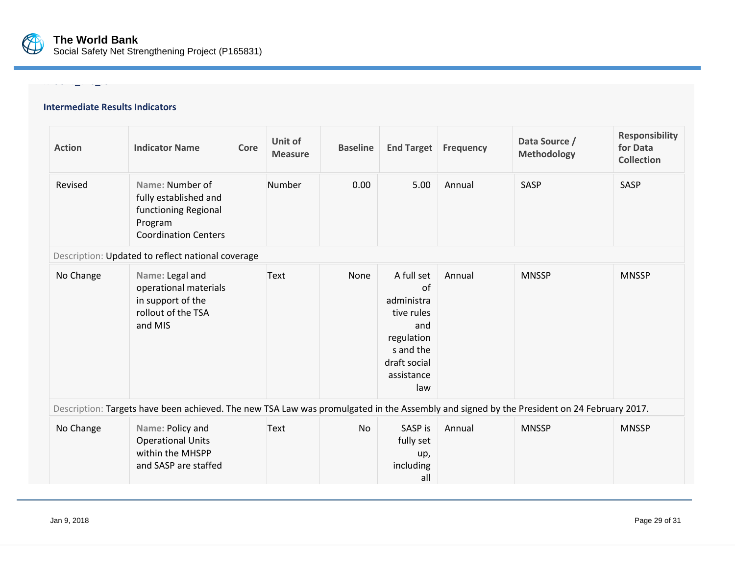### Intermediate Results Indicators

| Action | Indicator Name | Core | Unit of Measure | Baseline | End Target | Frequency | Data Source / Methodology | Responsibility for Data Collection |
|---|---|---|---|---|---|---|---|---|
| Revised | Name: Number of fully established and functioning Regional Program Coordination Centers | | Number | 0.00 | 5.00 | Annual | SASP | SASP |
| Description: Updated to reflect national coverage | | | | | | | | |
| No Change | Name: Legal and operational materials in support of the rollout of the TSA and MIS | | Text | None | A full set of administrative rules and regulations and the draft social assistance law | Annual | MNSSP | MNSSP |
| Description: Targets have been achieved. The new TSA Law was promulgated in the Assembly and signed by the President on 24 February 2017. | | | | | | | | |
| No Change | Name: Policy and Operational Units within the MHSPP and SASP are staffed | | Text | No | SASP is fully set up, including all | Annual | MNSSP | MNSSP |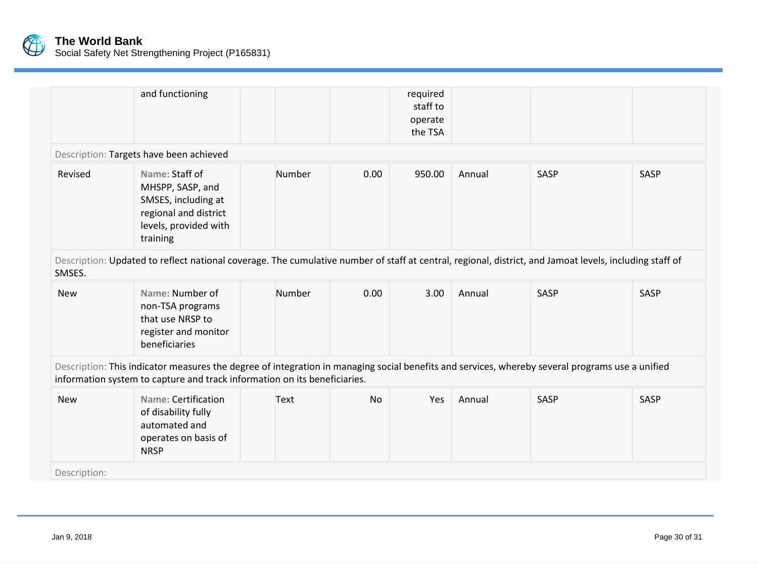| | | | | | | | | |
|---|---|---|---|---|---|---|---|---|
| | and functioning | | | | required staff to operate the TSA | | | |
| Description: Targets have been achieved | | | | | | | | |
| Revised | Name: Staff of MHSPP, SASP, and SMSES, including at regional and district levels, provided with training | | Number | 0.00 | 950.00 | Annual | SASP | SASP |
| Description: Updated to reflect national coverage. The cumulative number of staff at central, regional, district, and Jamoat levels, including staff of SMSES. | | | | | | | | |
| New | Name: Number of non-TSA programs that use NRSP to register and monitor beneficiaries | | Number | 0.00 | 3.00 | Annual | SASP | SASP |
| Description: This indicator measures the degree of integration in managing social benefits and services, whereby several programs use a unified information system to capture and track information on its beneficiaries. | | | | | | | | |
| New | Name: Certification of disability fully automated and operates on basis of NRSP | | Text | No | Yes | Annual | SASP | SASP |
| Description: | | | | | | | | |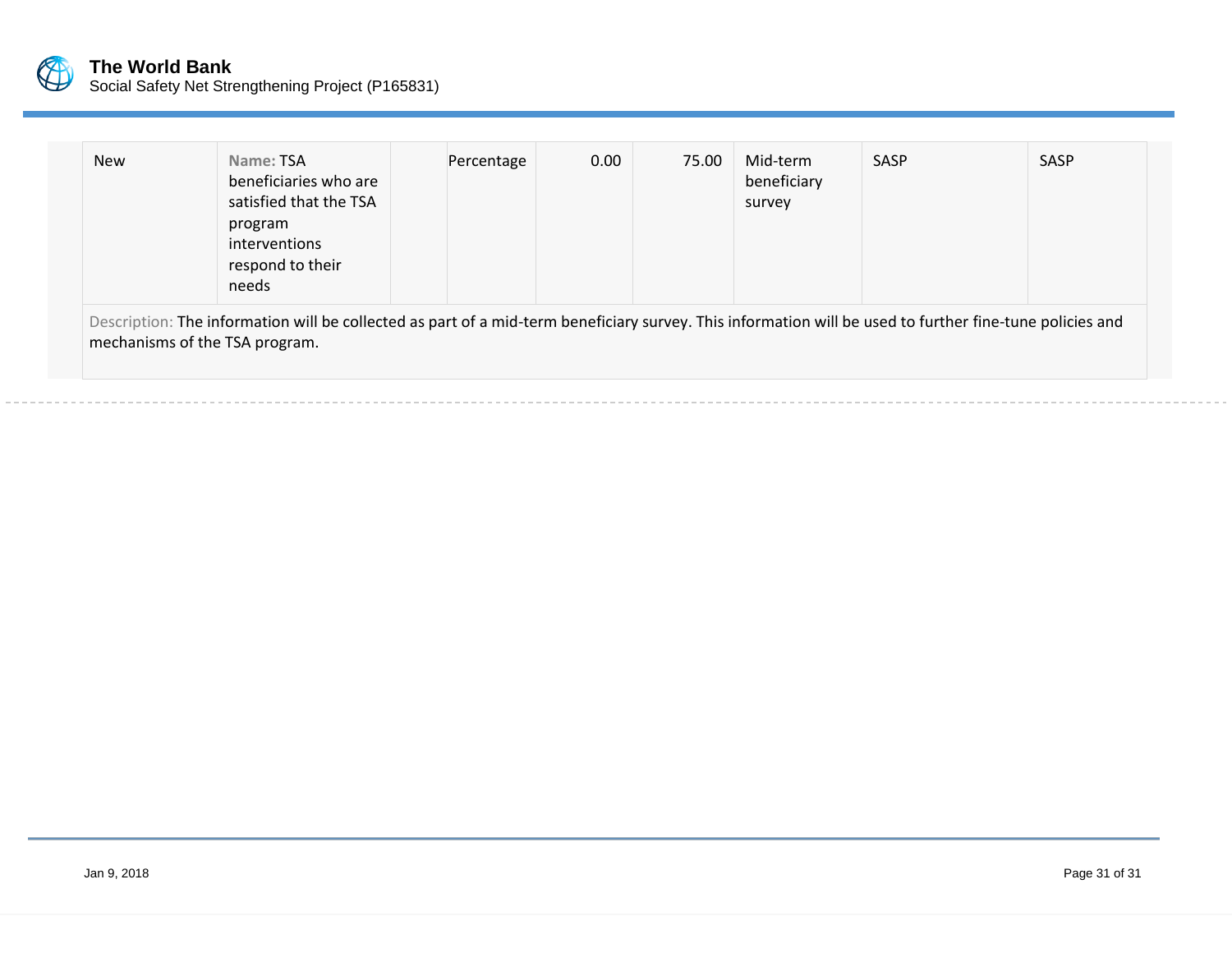| | | | | | | | | |
|---|---|---|---|---|---|---|---|---|
| New | Name: TSA beneficiaries who are satisfied that the TSA program interventions respond to their needs | | Percentage | 0.00 | 75.00 | Mid-term beneficiary survey | SASP | SASP |

Description: The information will be collected as part of a mid-term beneficiary survey. This information will be used to further fine-tune policies and mechanisms of the TSA program.